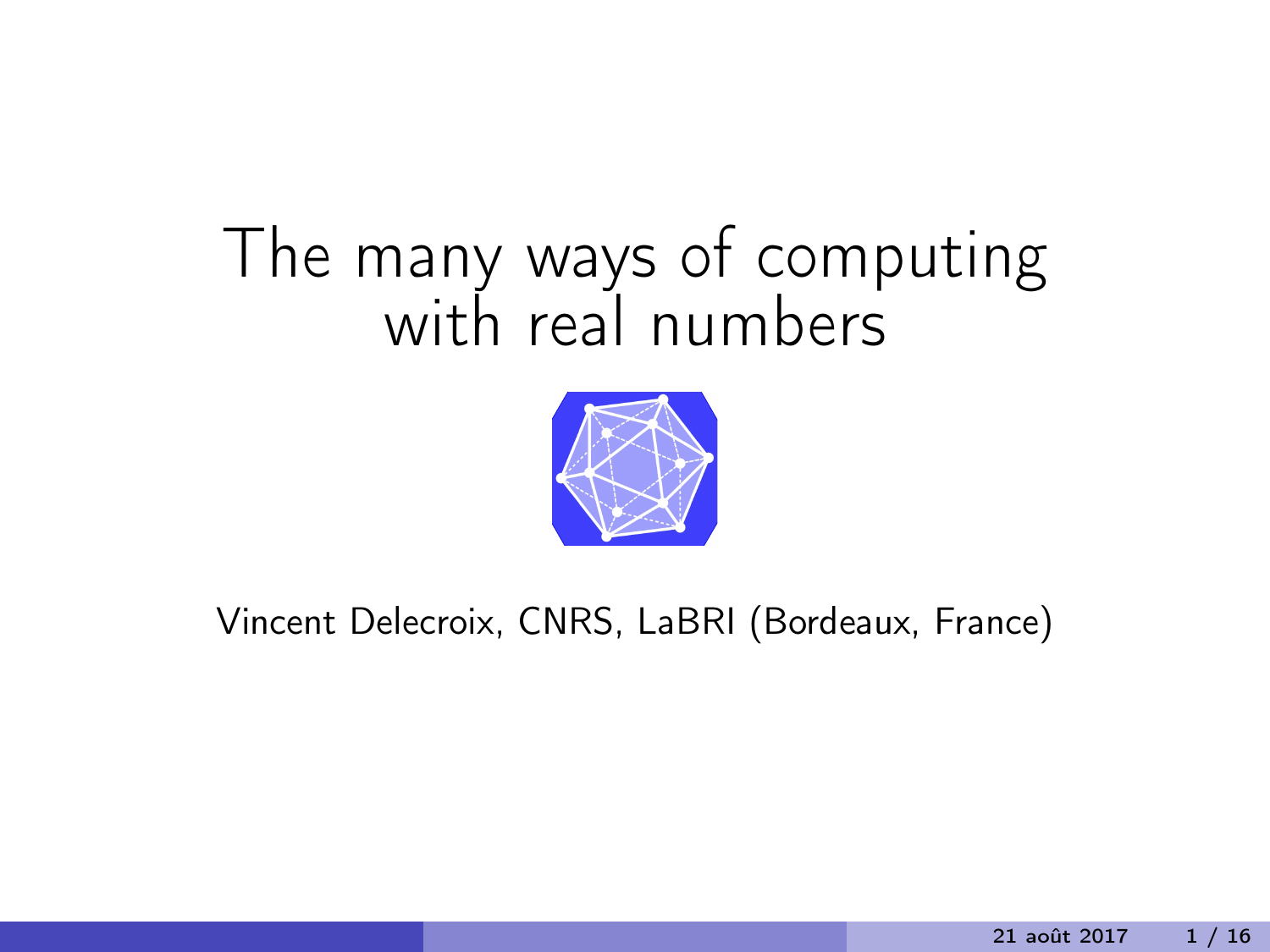# The many ways of computing with real numbers

Vincent Delecroix, CNRS, LaBRI (Bordeaux, France)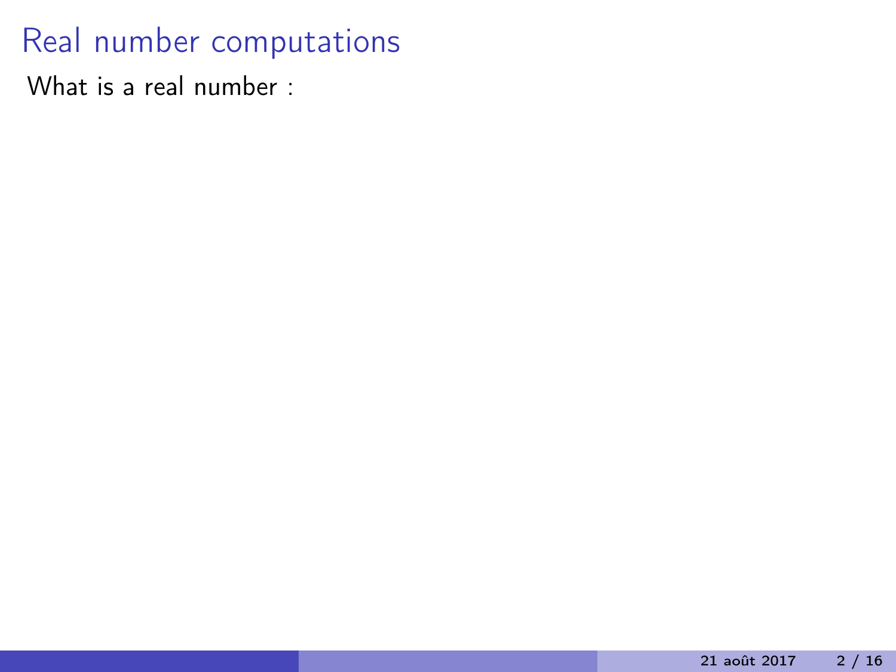# Real number computations

What is a real number :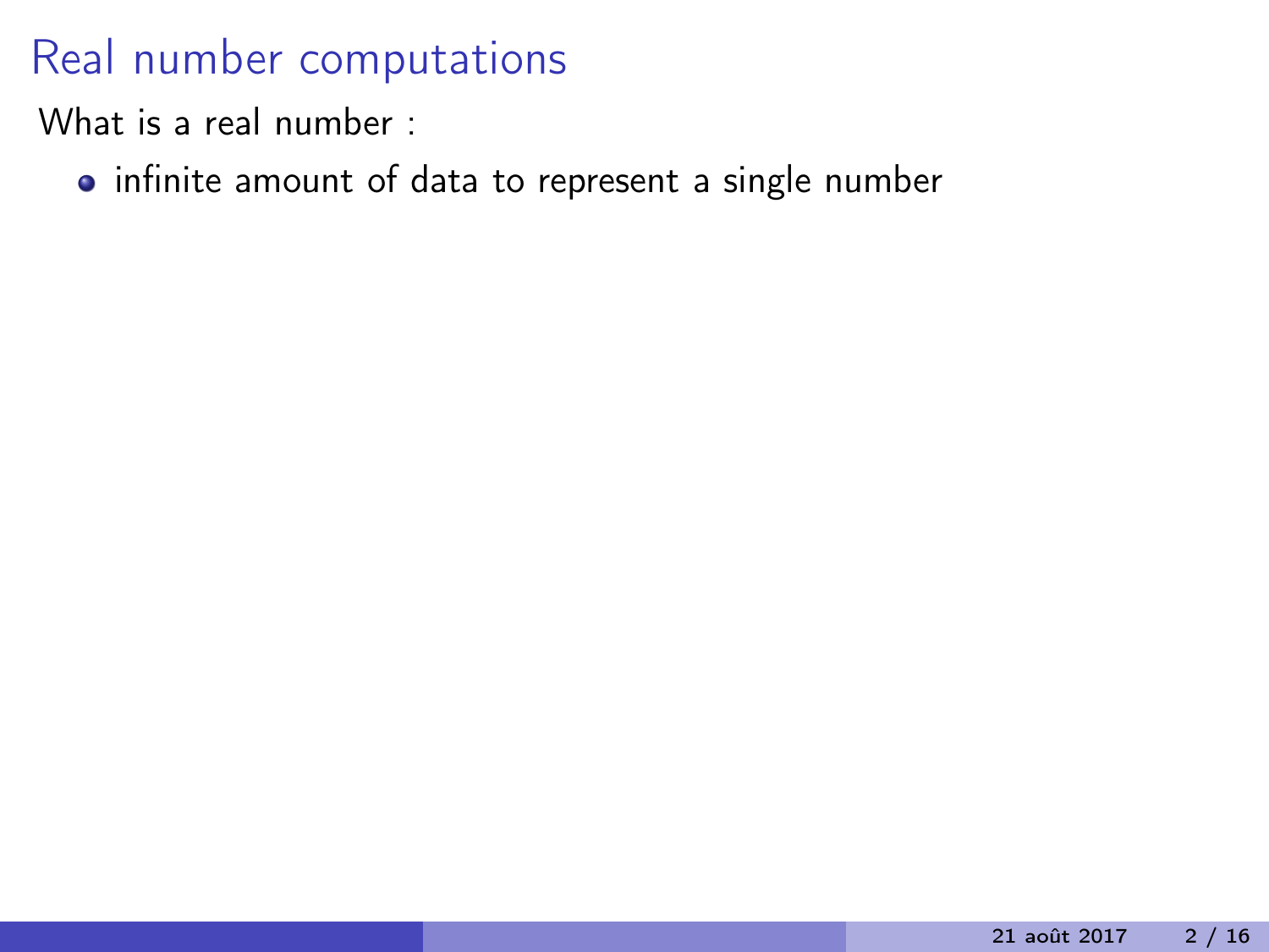# Real number computations

What is a real number :

- infinite amount of data to represent a single number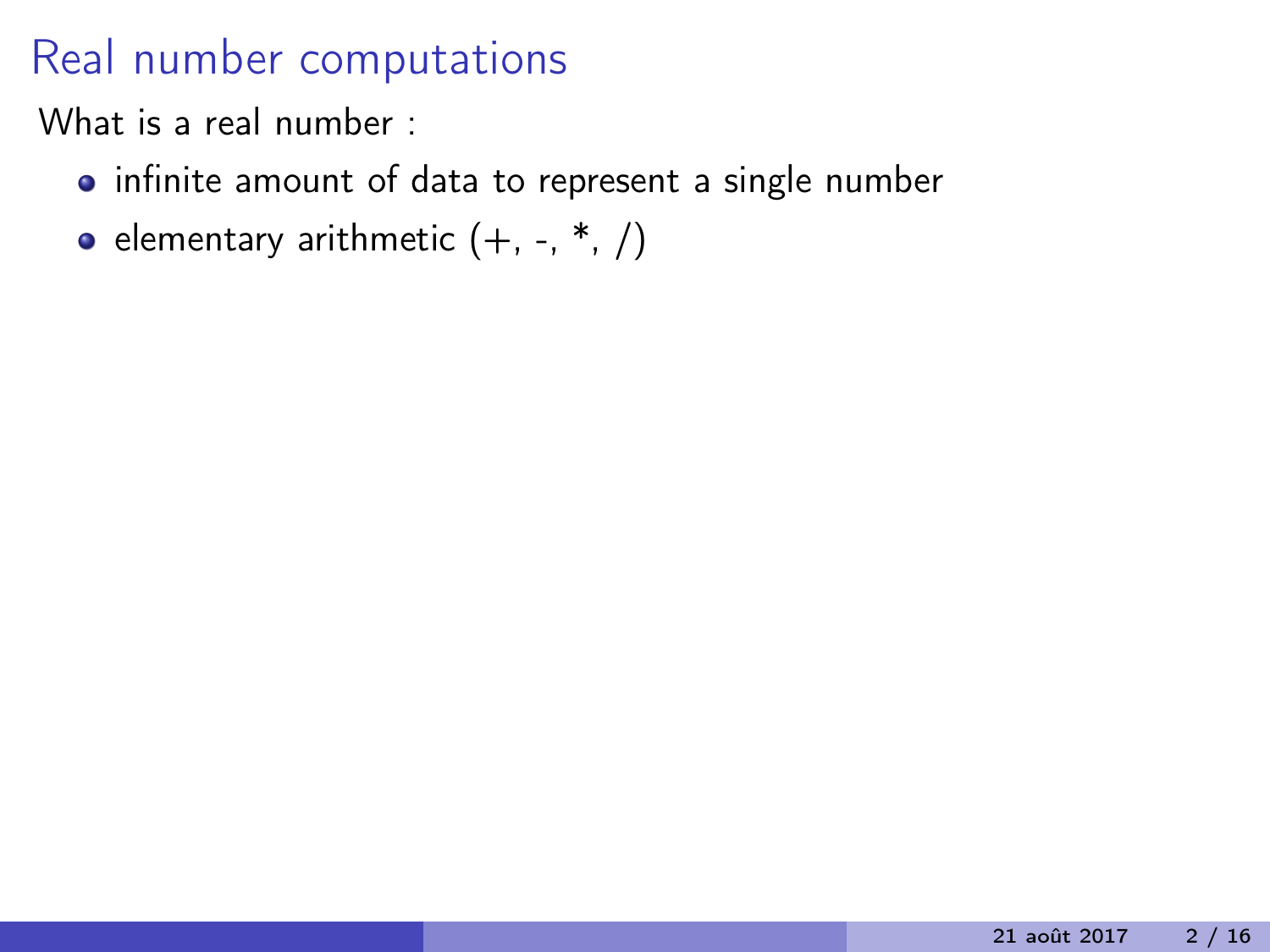# Real number computations

What is a real number :

- infinite amount of data to represent a single number
- elementary arithmetic (+, -, *, /)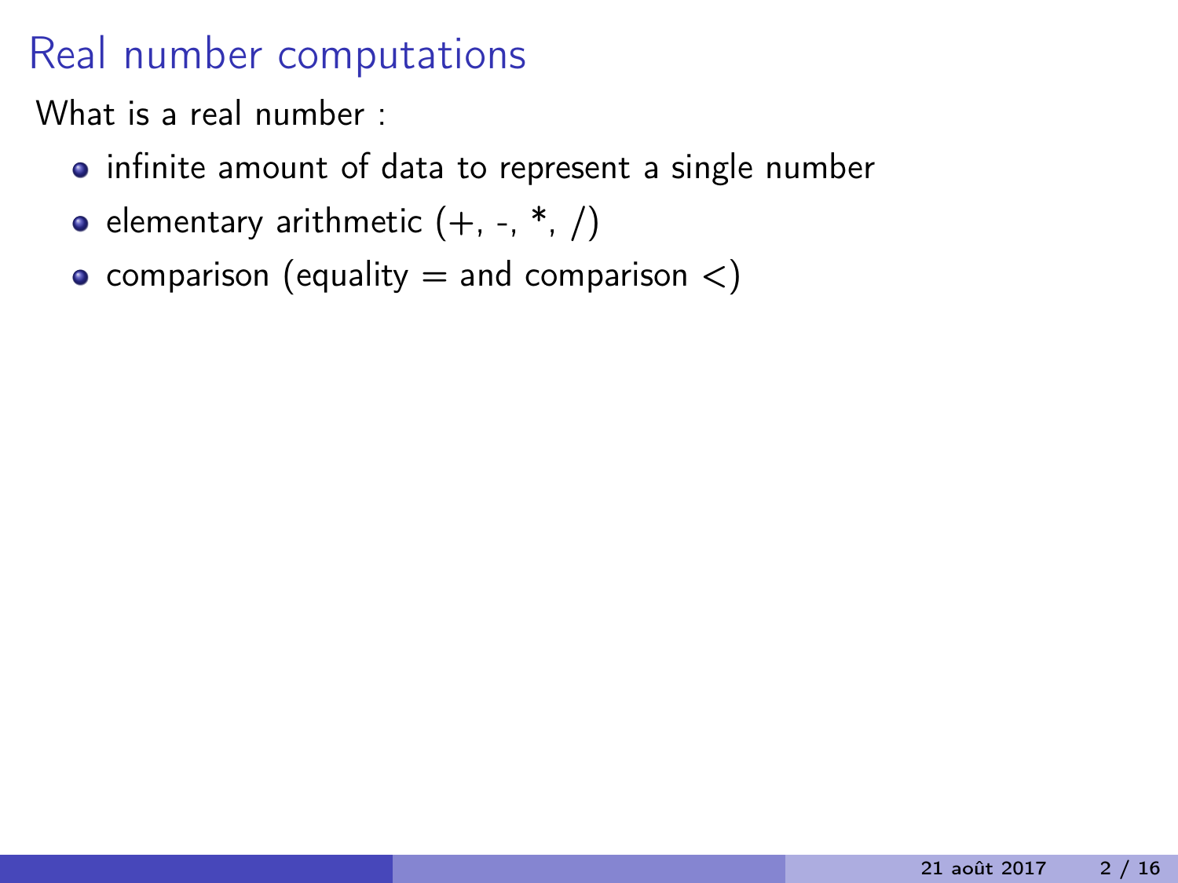# Real number computations

What is a real number :

- infinite amount of data to represent a single number
- elementary arithmetic (+, -, *, /)
- comparison (equality $=$ and comparison $<$)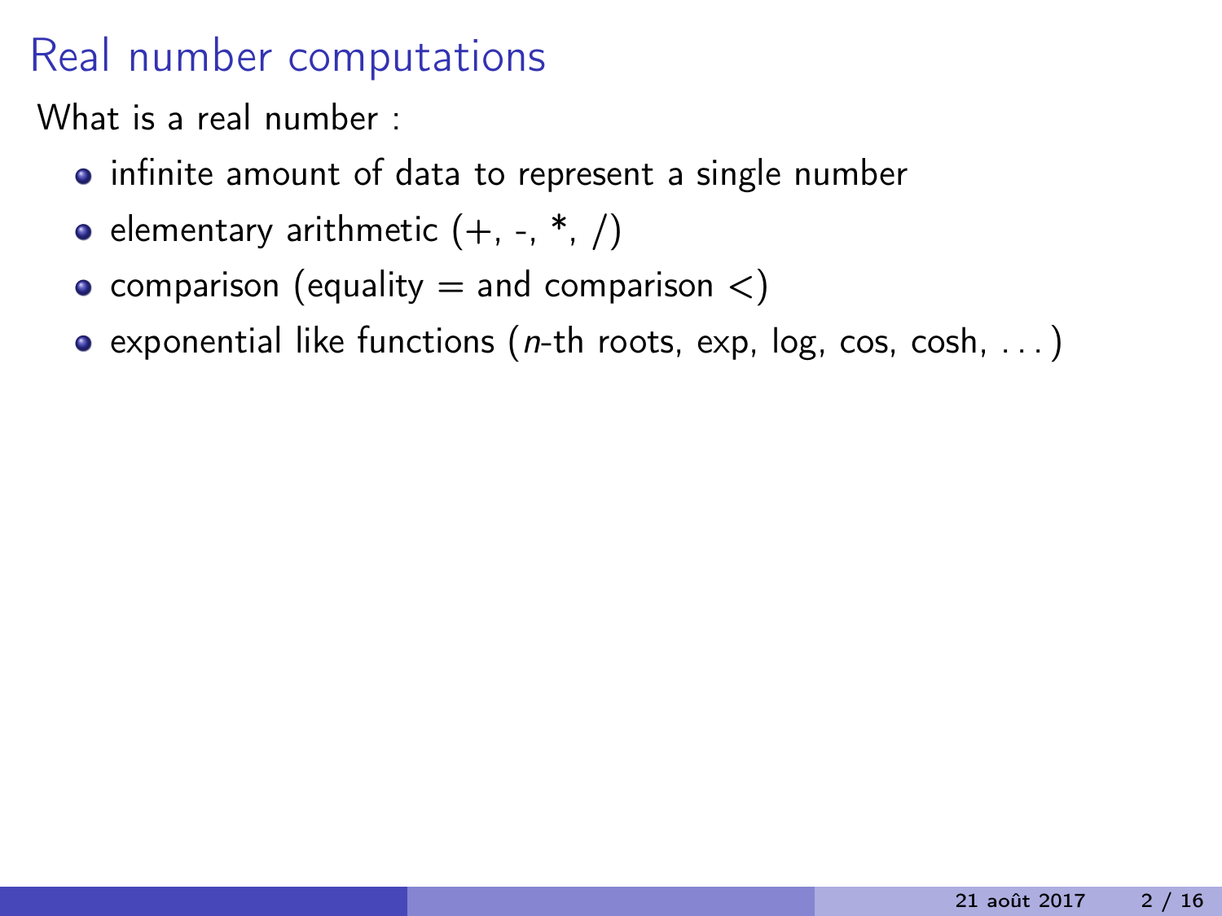# Real number computations

What is a real number :

- infinite amount of data to represent a single number
- elementary arithmetic (+, -, *, /)
- comparison (equality $=$ and comparison $<$)
- exponential like functions ($n$-th roots, exp, log, cos, cosh, ...)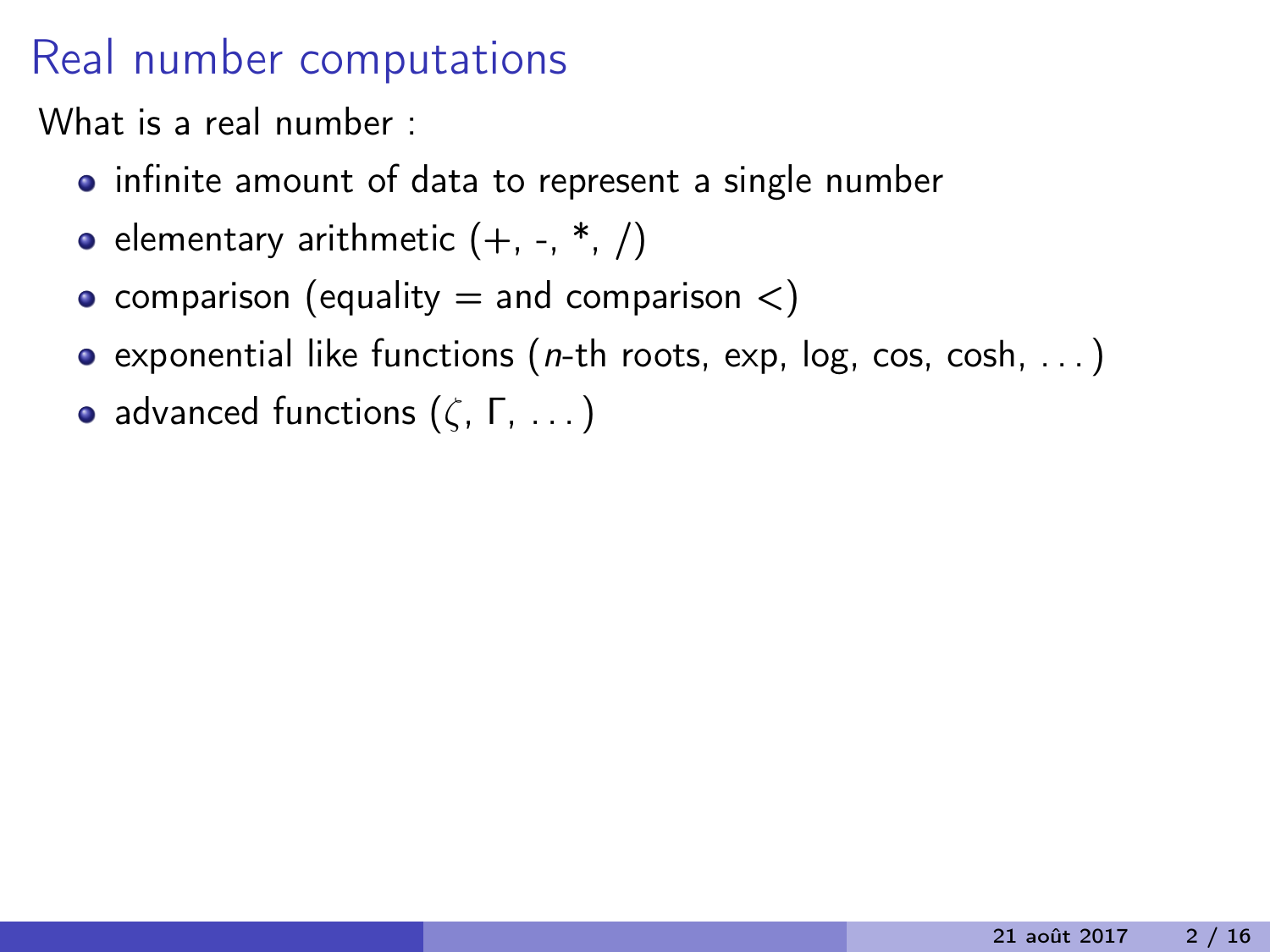# Real number computations

What is a real number :

- infinite amount of data to represent a single number
- elementary arithmetic (+, -, *, /)
- comparison (equality = and comparison <)
- exponential like functions ($n$-th roots, exp, log, cos, cosh, . . . )
- advanced functions ($\zeta$, $\Gamma$, . . . )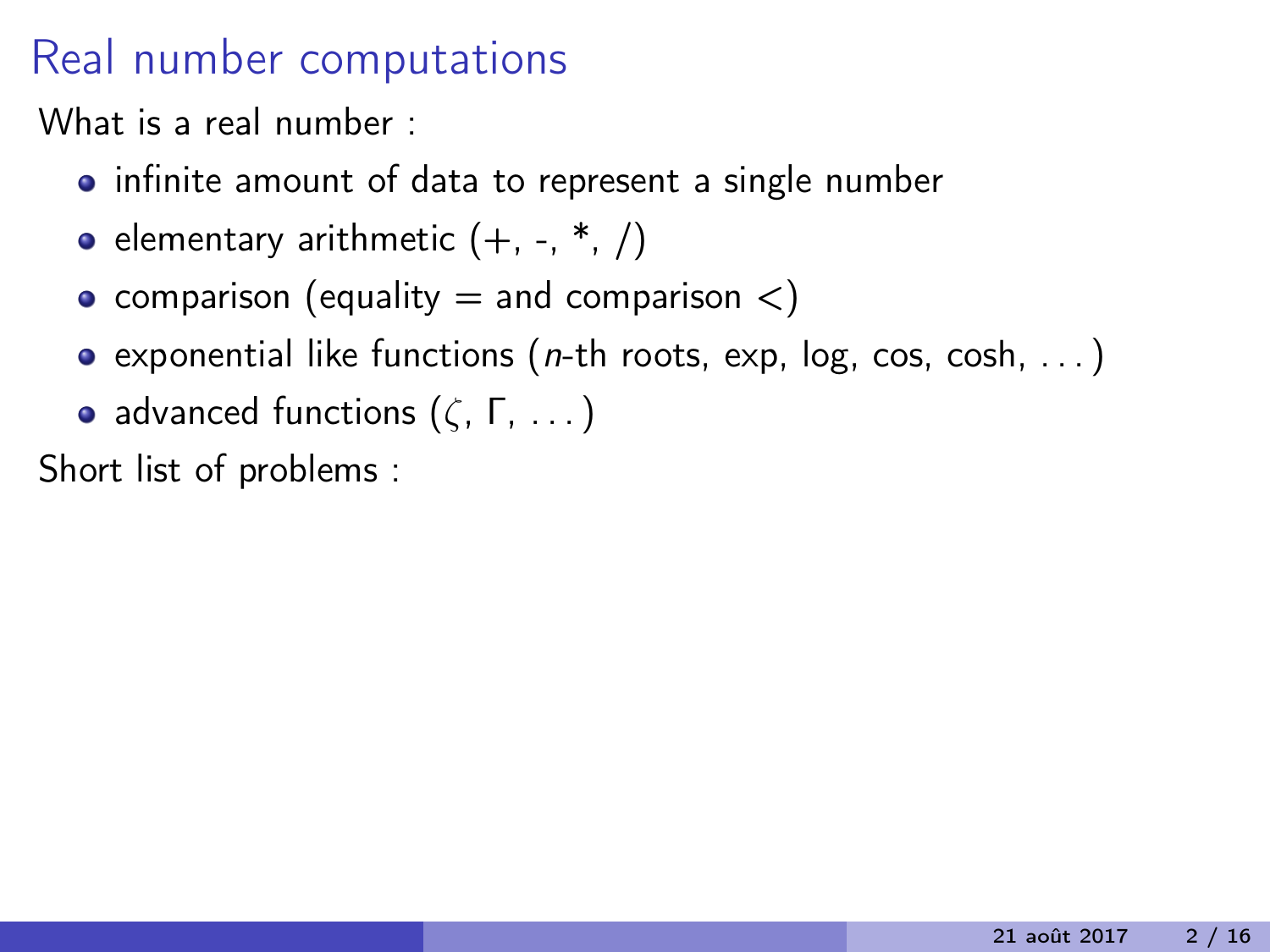# Real number computations

What is a real number :

- infinite amount of data to represent a single number
- elementary arithmetic (+, -, *, /)
- comparison (equality $=$ and comparison $<$)
- exponential like functions ($n$-th roots, exp, log, cos, cosh, ...)
- advanced functions ($\zeta$, $\Gamma$, ...)

Short list of problems :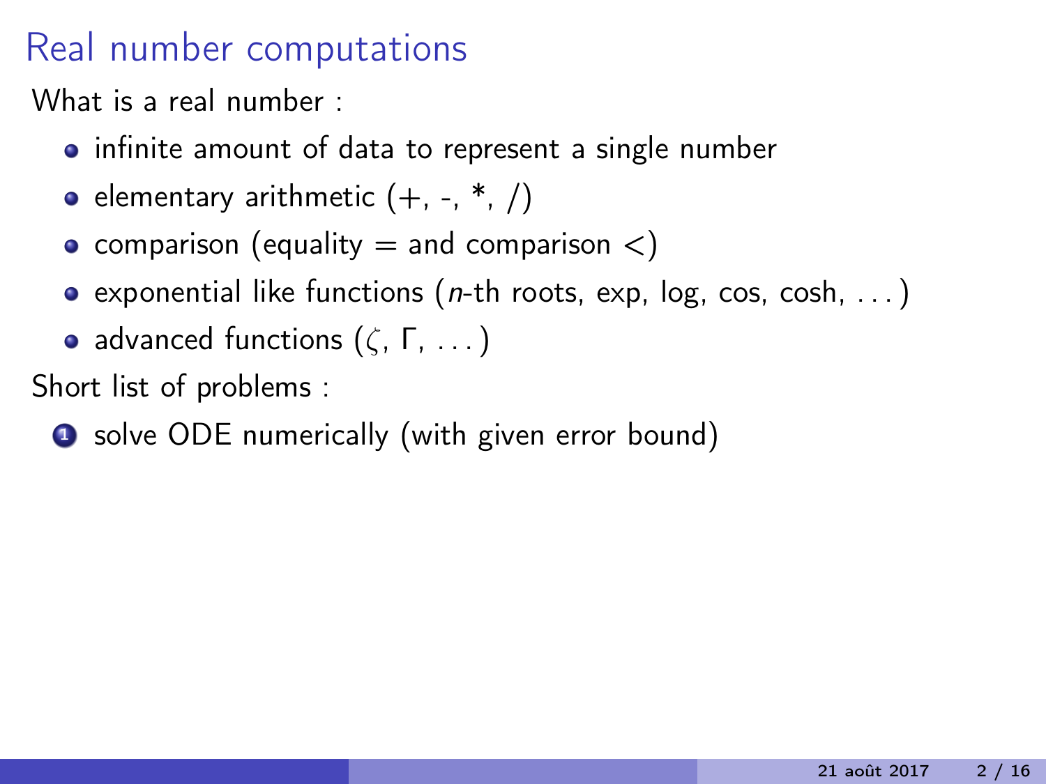# Real number computations

What is a real number :

- infinite amount of data to represent a single number
- elementary arithmetic (+, -, *, /)
- comparison (equality = and comparison <)
- exponential like functions ($n$-th roots, exp, log, cos, cosh, ...)
- advanced functions ($\zeta$, $\Gamma$, ...)

Short list of problems :

1. solve ODE numerically (with given error bound)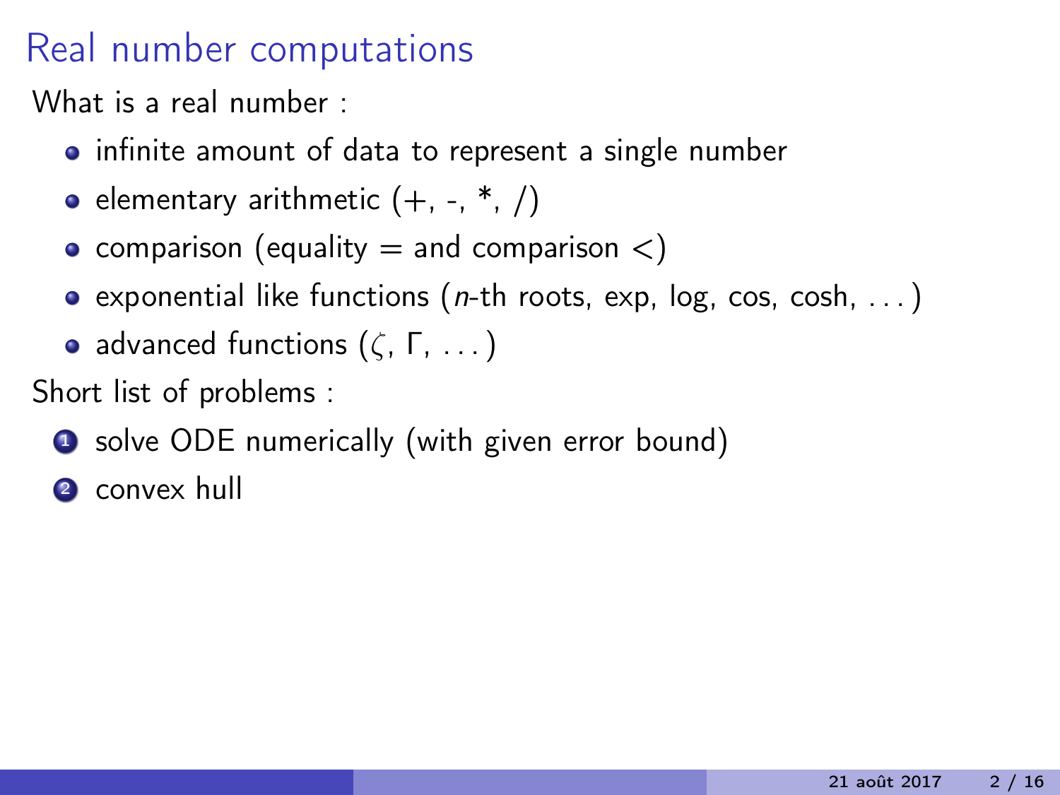# Real number computations

What is a real number :

- infinite amount of data to represent a single number
- elementary arithmetic (+, -, *, /)
- comparison (equality $=$ and comparison $<$)
- exponential like functions ($n$-th roots, exp, log, cos, cosh, ...)
- advanced functions ($\zeta$, $\Gamma$, ...)

Short list of problems :

1. solve ODE numerically (with given error bound)
2. convex hull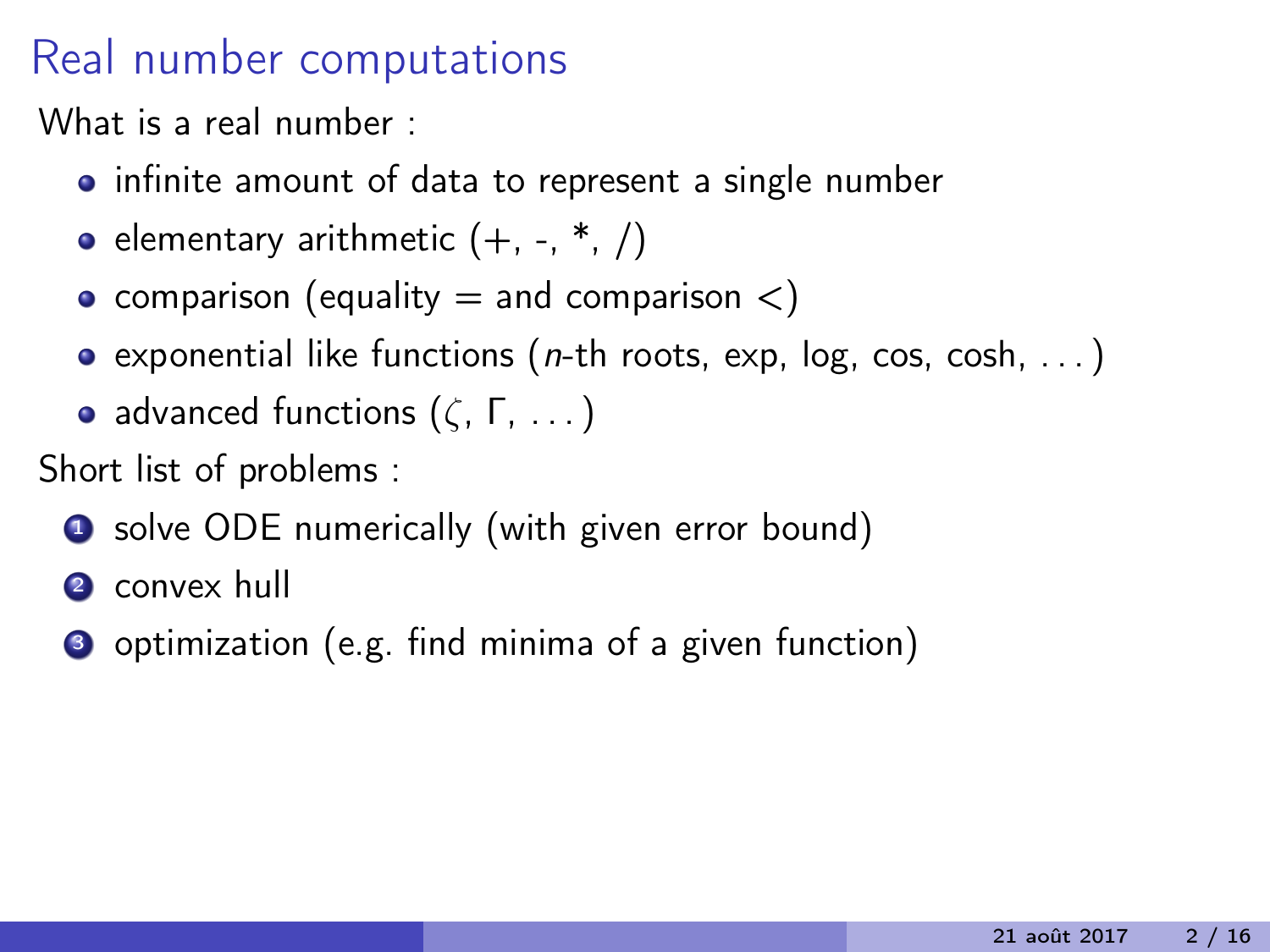# Real number computations

What is a real number :

- infinite amount of data to represent a single number
- elementary arithmetic (+, -, *, /)
- comparison (equality $=$ and comparison $<$)
- exponential like functions ($n$-th roots, exp, log, cos, cosh, ...)
- advanced functions ($\zeta$, $\Gamma$, ...)

Short list of problems :

1. solve ODE numerically (with given error bound)
2. convex hull
3. optimization (e.g. find minima of a given function)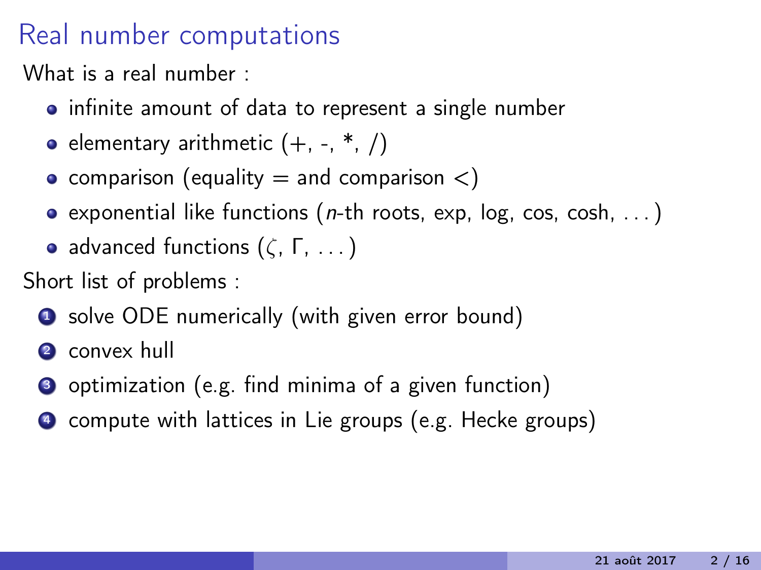# Real number computations

What is a real number :

- infinite amount of data to represent a single number
- elementary arithmetic (+, -, *, /)
- comparison (equality $=$ and comparison $<$)
- exponential like functions ($n$-th roots, exp, log, cos, cosh, ...)
- advanced functions ($\zeta$, $\Gamma$, ...)

Short list of problems :

1. solve ODE numerically (with given error bound)
2. convex hull
3. optimization (e.g. find minima of a given function)
4. compute with lattices in Lie groups (e.g. Hecke groups)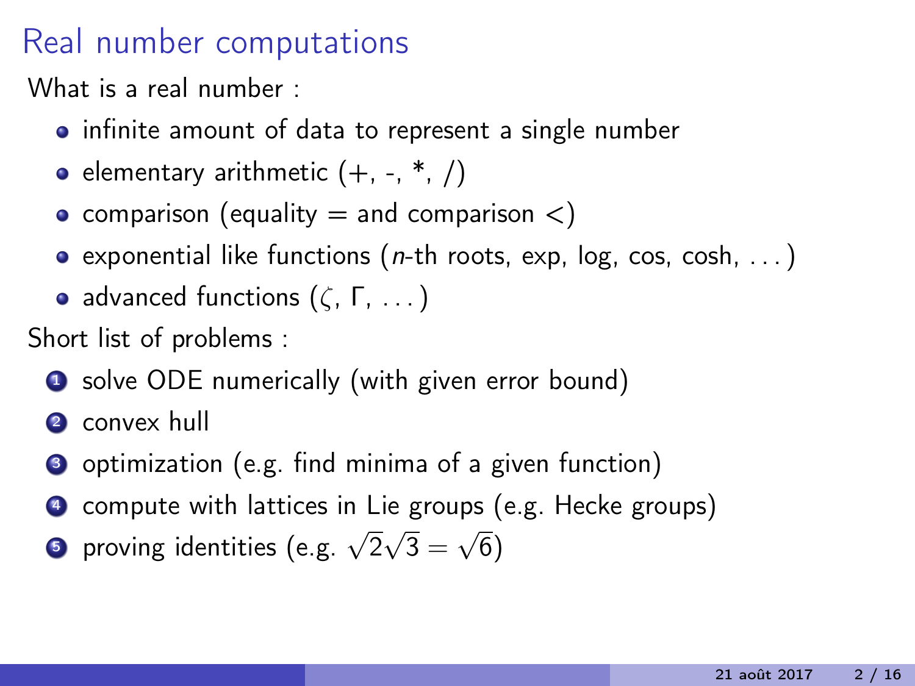# Real number computations

What is a real number :

- infinite amount of data to represent a single number
- elementary arithmetic (+, -, *, /)
- comparison (equality $=$ and comparison $<$)
- exponential like functions ($n$-th roots, exp, log, cos, cosh, ...)
- advanced functions ($\zeta$, $\Gamma$, ...)

Short list of problems :

1. solve ODE numerically (with given error bound)
2. convex hull
3. optimization (e.g. find minima of a given function)
4. compute with lattices in Lie groups (e.g. Hecke groups)
5. proving identities (e.g. $\sqrt{2}\sqrt{3} = \sqrt{6}$)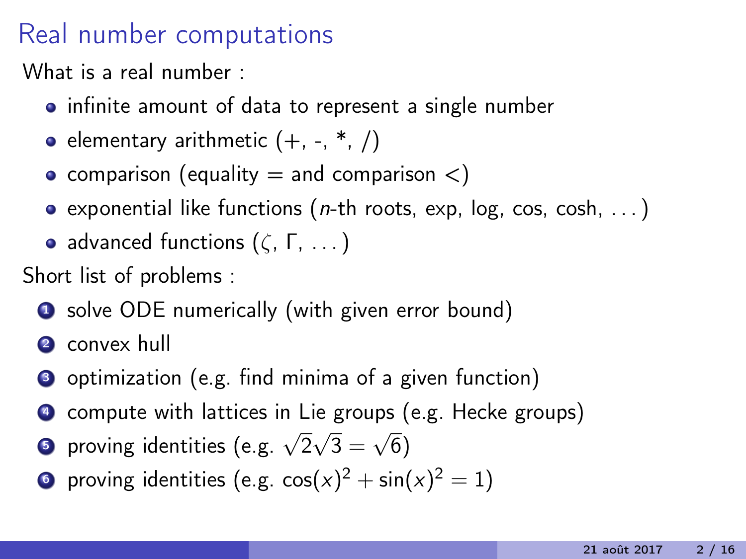## Real number computations

What is a real number :

- infinite amount of data to represent a single number
- elementary arithmetic (+, -, *, /)
- comparison (equality $=$ and comparison $<$)
- exponential like functions ($n$-th roots, exp, log, cos, cosh, ...)
- advanced functions ($\zeta$, $\Gamma$, ...)

Short list of problems :

1. solve ODE numerically (with given error bound)
2. convex hull
3. optimization (e.g. find minima of a given function)
4. compute with lattices in Lie groups (e.g. Hecke groups)
5. proving identities (e.g. $\sqrt{2}\sqrt{3} = \sqrt{6}$)
6. proving identities (e.g. $\cos(x)^2 + \sin(x)^2 = 1$)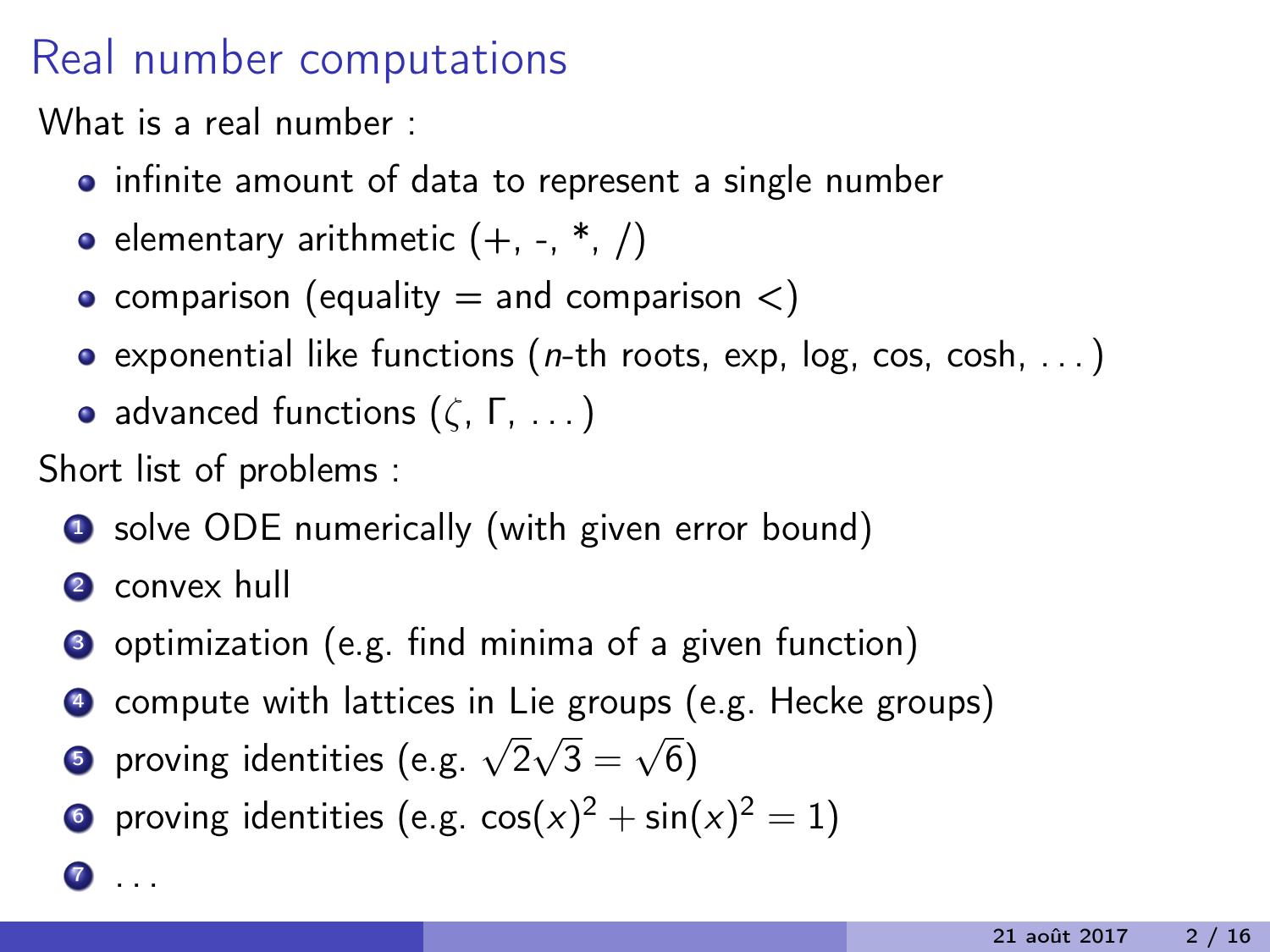# Real number computations

What is a real number :

- infinite amount of data to represent a single number
- elementary arithmetic (+, -, *, /)
- comparison (equality $=$ and comparison $<$)
- exponential like functions ($n$-th roots, exp, log, cos, cosh, ...)
- advanced functions ($\zeta$, $\Gamma$, ...)

Short list of problems :

1. solve ODE numerically (with given error bound)
2. convex hull
3. optimization (e.g. find minima of a given function)
4. compute with lattices in Lie groups (e.g. Hecke groups)
5. proving identities (e.g. $\sqrt{2}\sqrt{3} = \sqrt{6}$)
6. proving identities (e.g. $\cos(x)^2 + \sin(x)^2 = 1$)
7. ...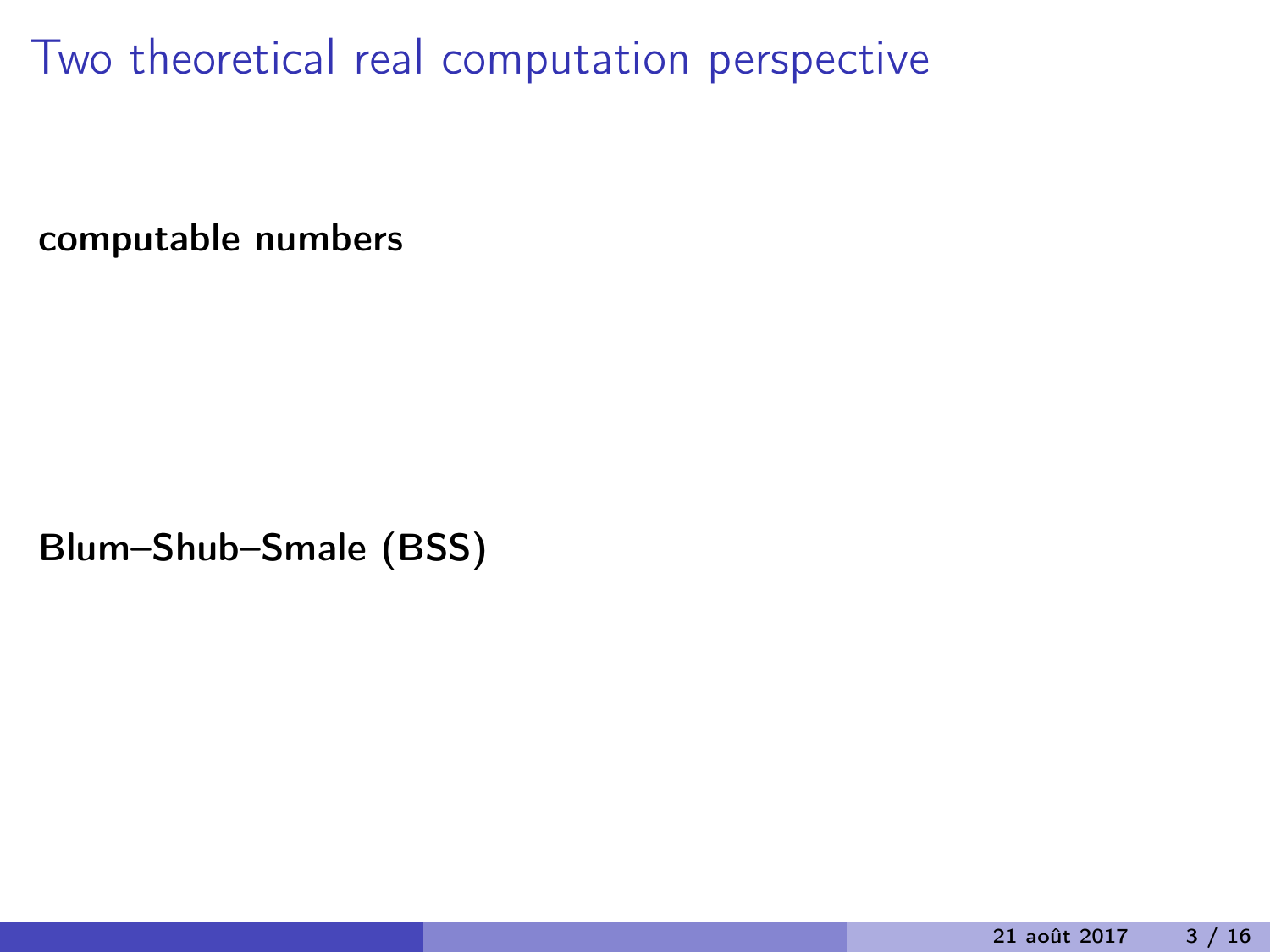# Two theoretical real computation perspective

**computable numbers**

**Blum–Shub–Smale (BSS)**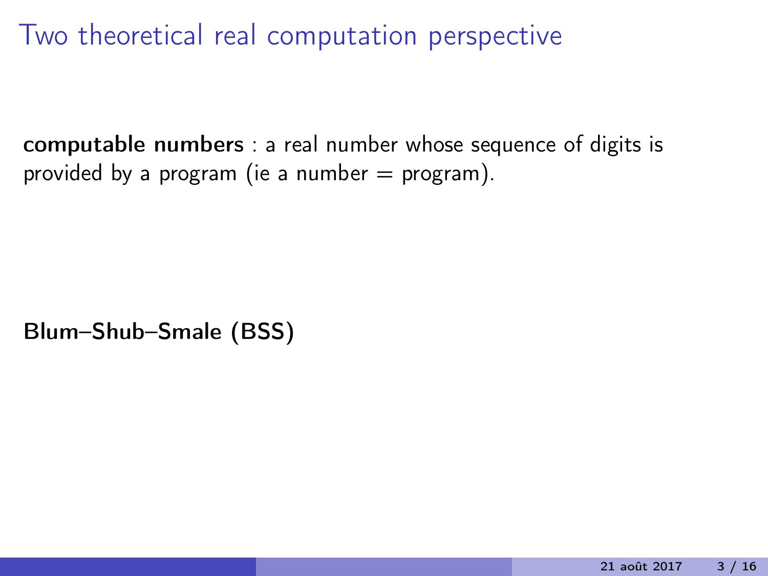# Two theoretical real computation perspective

**computable numbers** : a real number whose sequence of digits is provided by a program (ie a number = program).

**Blum–Shub–Smale (BSS)**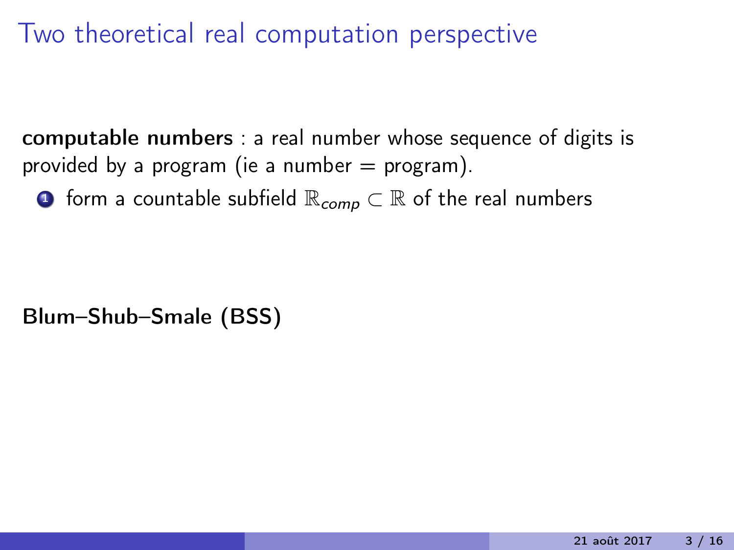# Two theoretical real computation perspective

**computable numbers** : a real number whose sequence of digits is provided by a program (ie a number = program).

1. form a countable subfield $\mathbb{R}_{comp} \subset \mathbb{R}$ of the real numbers

**Blum–Shub–Smale (BSS)**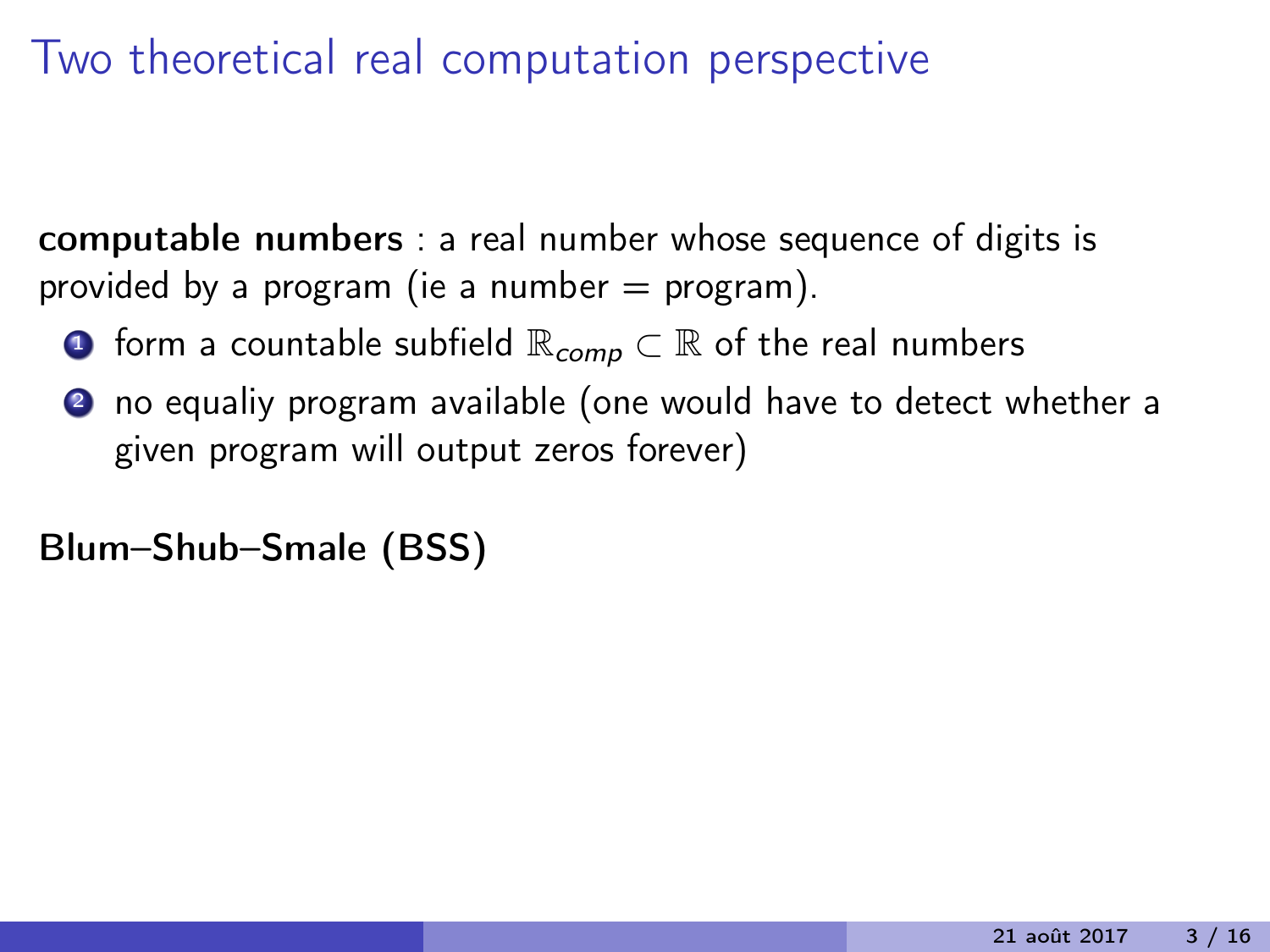# Two theoretical real computation perspective

**computable numbers** : a real number whose sequence of digits is provided by a program (ie a number = program).

1. form a countable subfield $\mathbb{R}_{comp} \subset \mathbb{R}$ of the real numbers
2. no equaliy program available (one would have to detect whether a given program will output zeros forever)

**Blum–Shub–Smale (BSS)**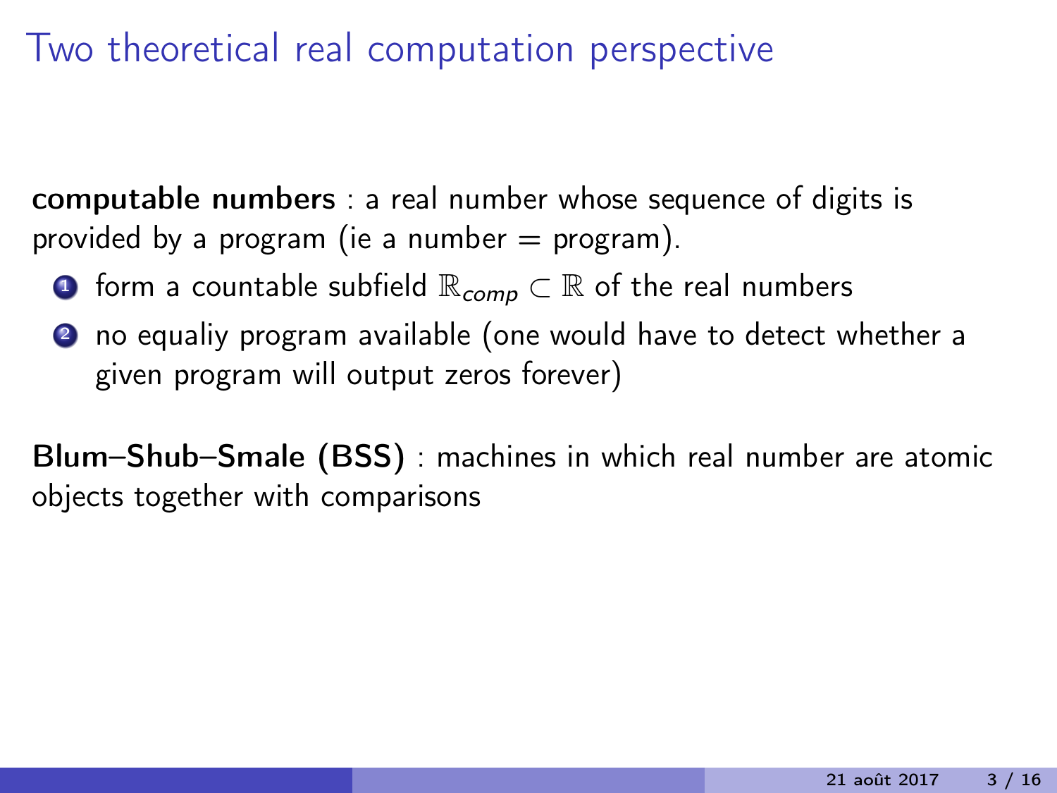# Two theoretical real computation perspective

**computable numbers** : a real number whose sequence of digits is provided by a program (ie a number = program).

1. form a countable subfield $\mathbb{R}_{comp} \subset \mathbb{R}$ of the real numbers
2. no equaliy program available (one would have to detect whether a given program will output zeros forever)

**Blum–Shub–Smale (BSS)** : machines in which real number are atomic objects together with comparisons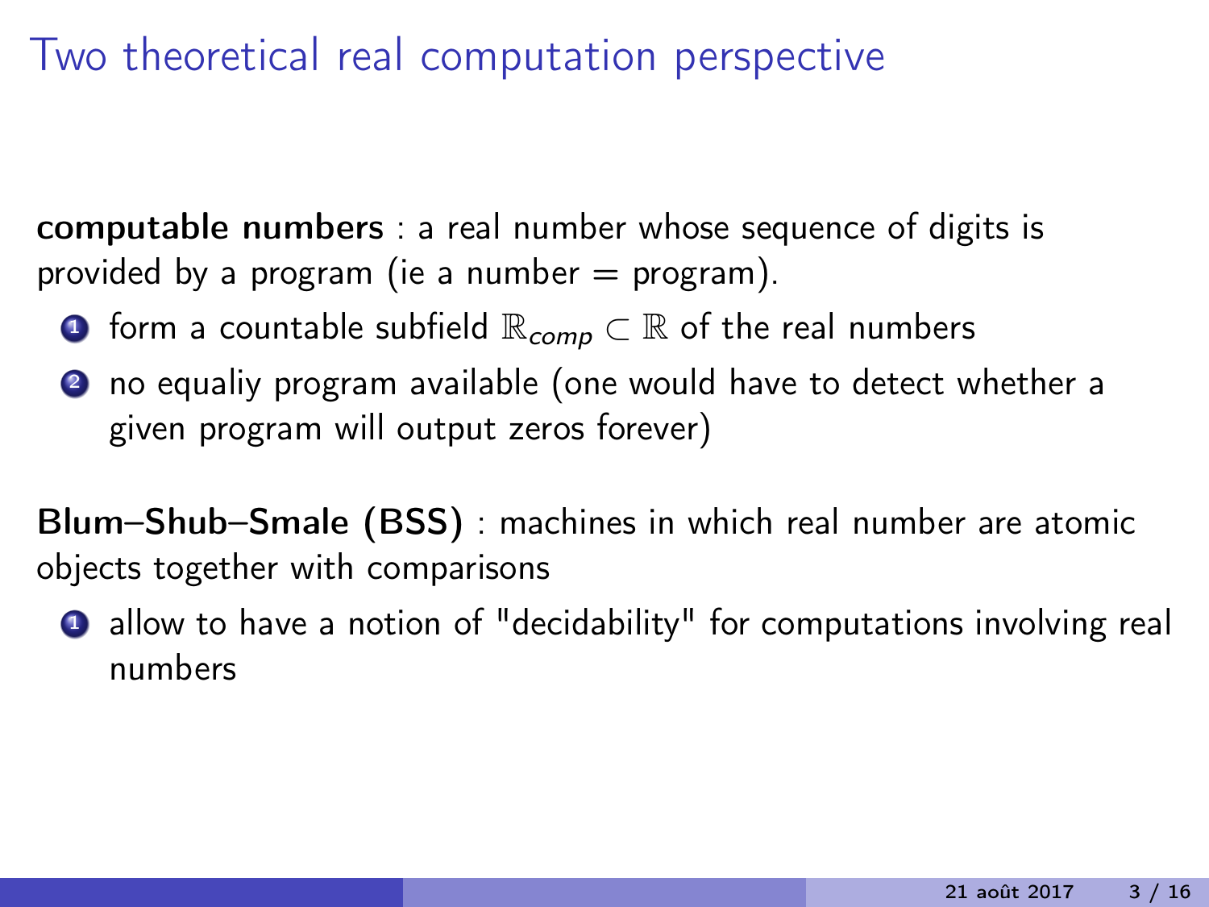# Two theoretical real computation perspective

**computable numbers** : a real number whose sequence of digits is provided by a program (ie a number = program).

1. form a countable subfield $\mathbb{R}_{comp} \subset \mathbb{R}$ of the real numbers
2. no equaliy program available (one would have to detect whether a given program will output zeros forever)

**Blum–Shub–Smale (BSS)** : machines in which real number are atomic objects together with comparisons

1. allow to have a notion of "decidability" for computations involving real numbers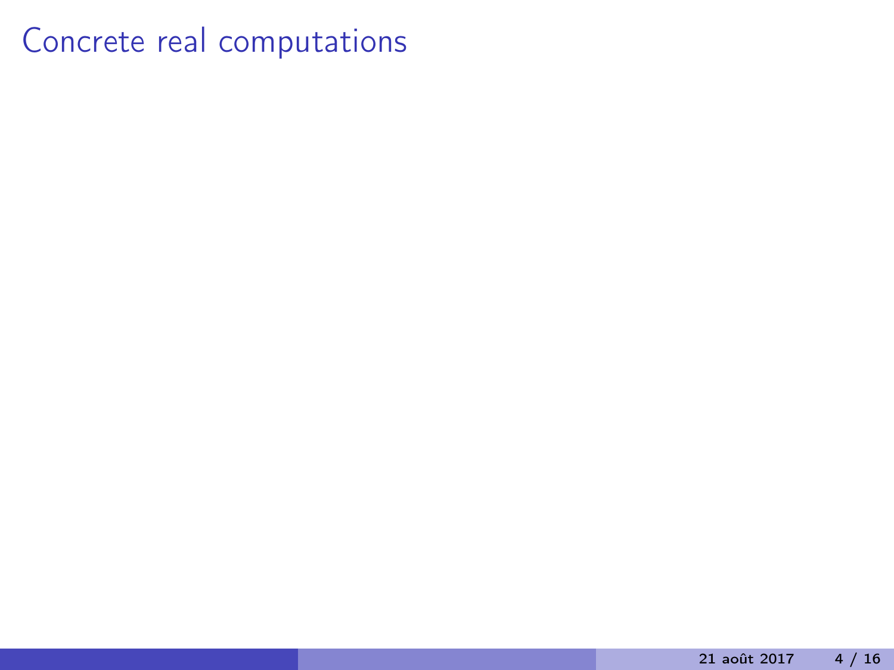# Concrete real computations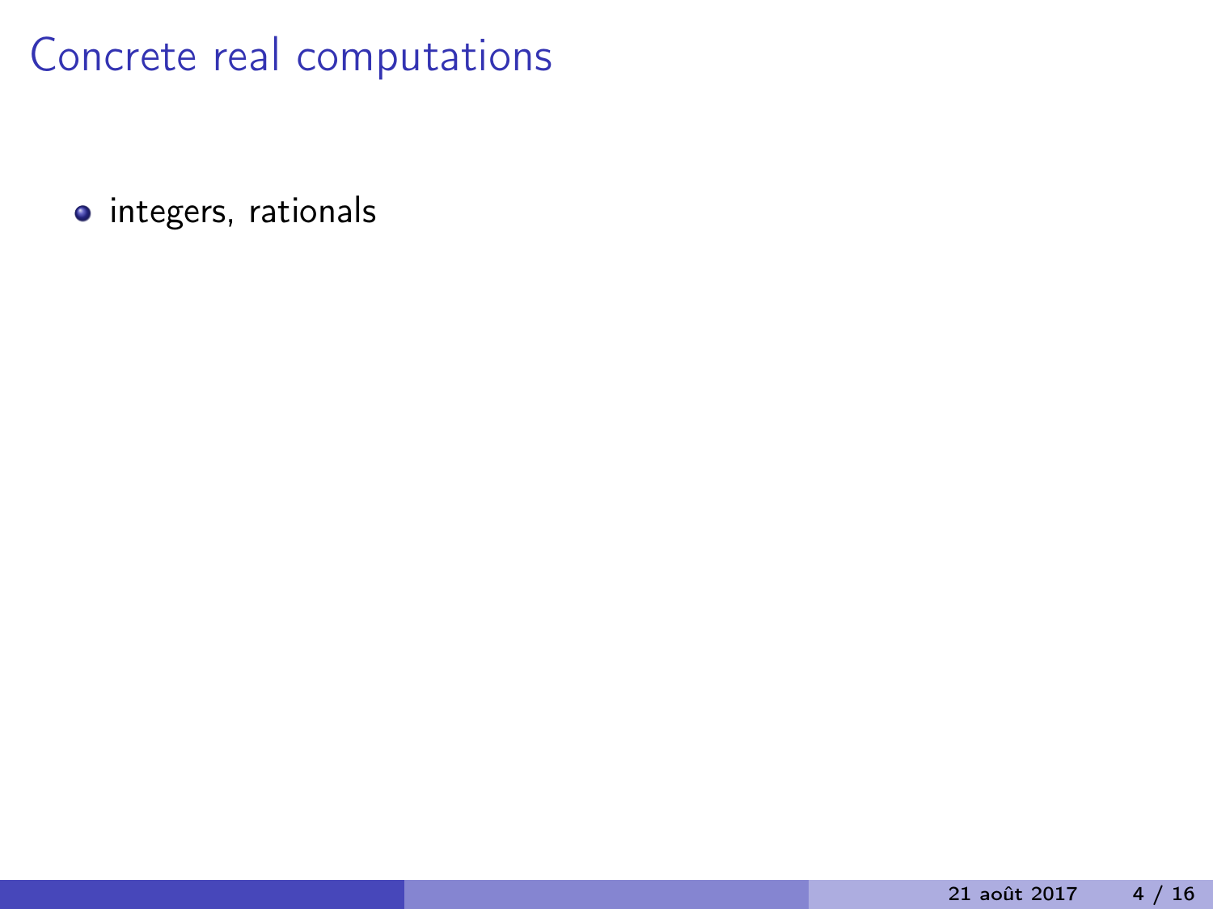# Concrete real computations

- integers, rationals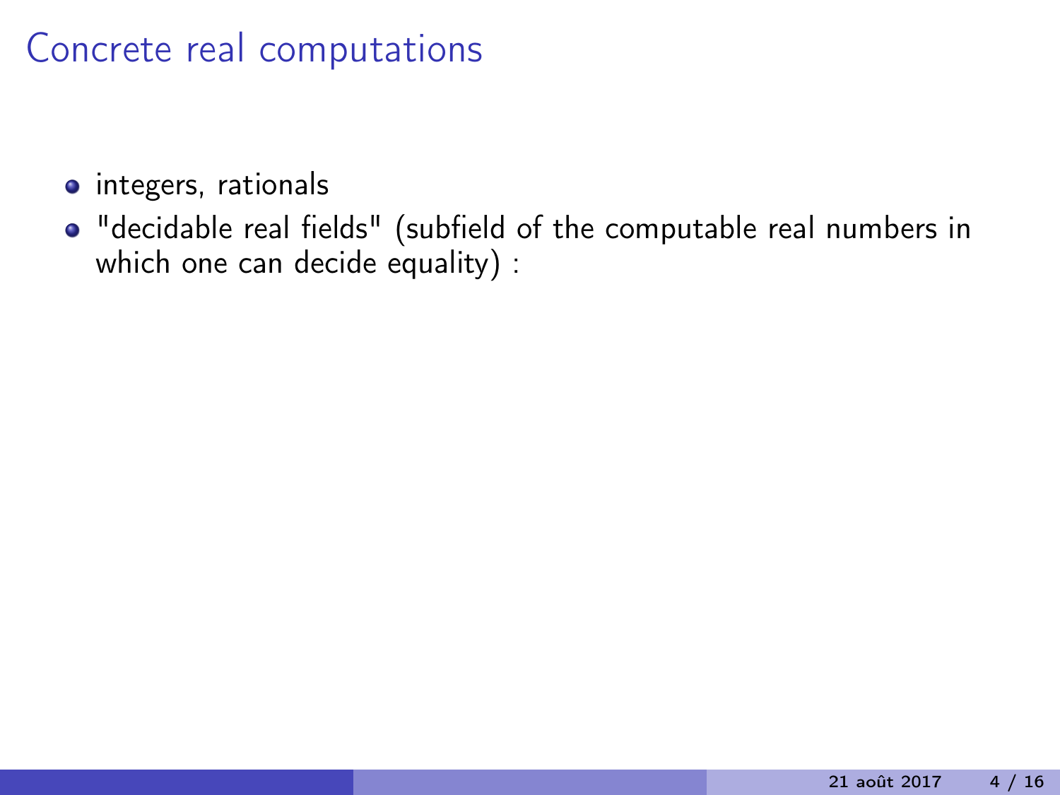# Concrete real computations

- integers, rationals
- "decidable real fields" (subfield of the computable real numbers in which one can decide equality) :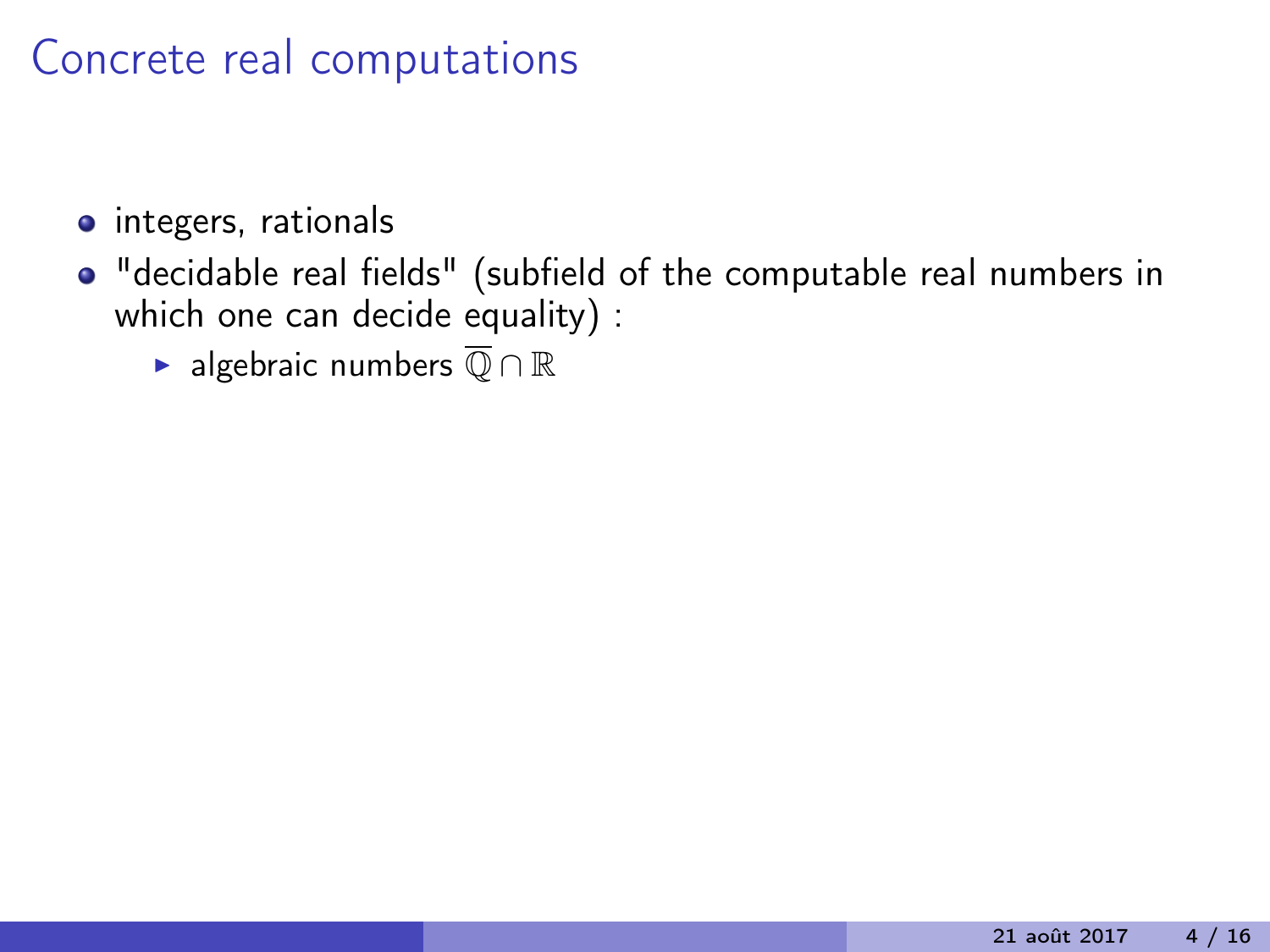# Concrete real computations

- integers, rationals
- "decidable real fields" (subfield of the computable real numbers in which one can decide equality) :
  - algebraic numbers $\overline{\mathbb{Q}} \cap \mathbb{R}$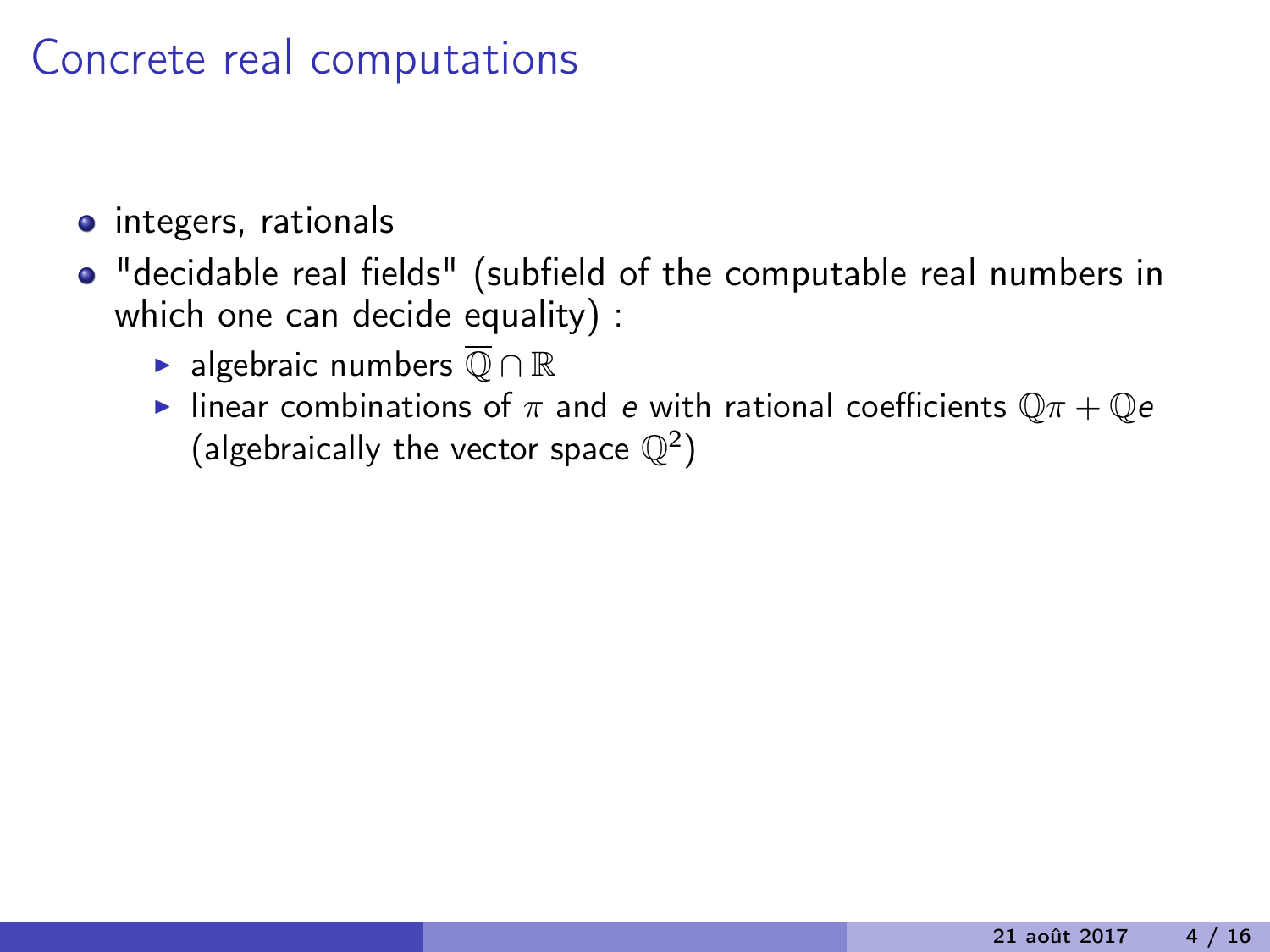# Concrete real computations

- integers, rationals
- "decidable real fields" (subfield of the computable real numbers in which one can decide equality) :
  - algebraic numbers $\overline{\mathbb{Q}} \cap \mathbb{R}$
  - linear combinations of $\pi$ and $e$ with rational coefficients $\mathbb{Q}\pi + \mathbb{Q}e$ (algebraically the vector space $\mathbb{Q}^2$)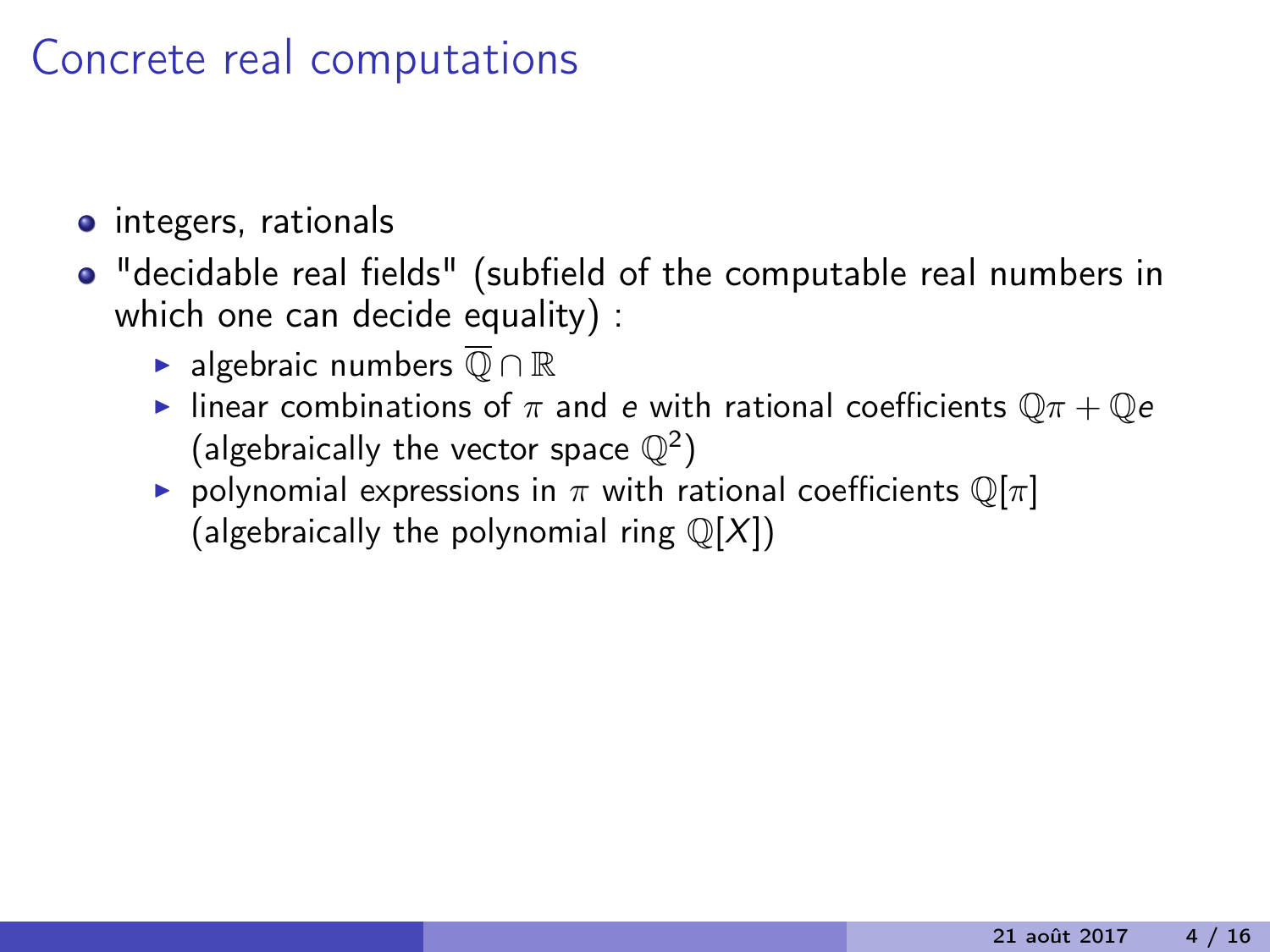# Concrete real computations

- integers, rationals
- "decidable real fields" (subfield of the computable real numbers in which one can decide equality) :
  - algebraic numbers $\overline{\mathbb{Q}} \cap \mathbb{R}$
  - linear combinations of $\pi$ and $e$ with rational coefficients $\mathbb{Q}\pi + \mathbb{Q}e$ (algebraically the vector space $\mathbb{Q}^2$)
  - polynomial expressions in $\pi$ with rational coefficients $\mathbb{Q}[\pi]$ (algebraically the polynomial ring $\mathbb{Q}[X]$)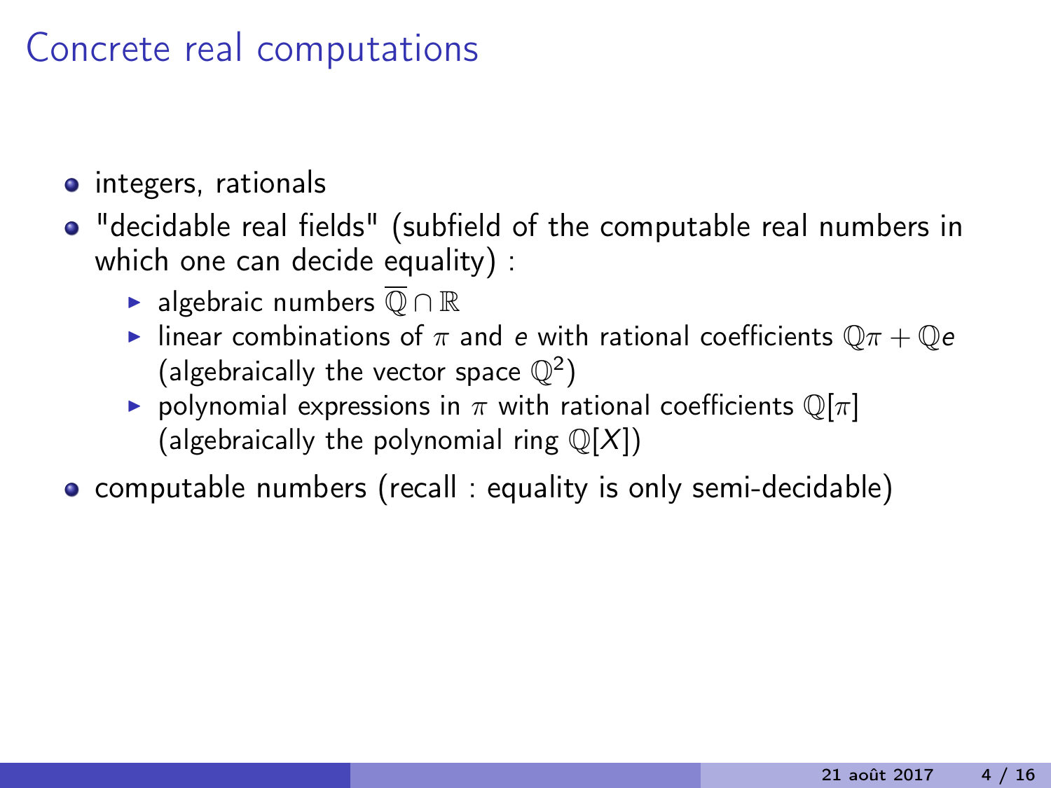# Concrete real computations

- integers, rationals
- "decidable real fields" (subfield of the computable real numbers in which one can decide equality) :
  - algebraic numbers $\overline{\mathbb{Q}} \cap \mathbb{R}$
  - linear combinations of $\pi$ and $e$ with rational coefficients $\mathbb{Q}\pi + \mathbb{Q}e$ (algebraically the vector space $\mathbb{Q}^2$)
  - polynomial expressions in $\pi$ with rational coefficients $\mathbb{Q}[\pi]$ (algebraically the polynomial ring $\mathbb{Q}[X]$)
- computable numbers (recall : equality is only semi-decidable)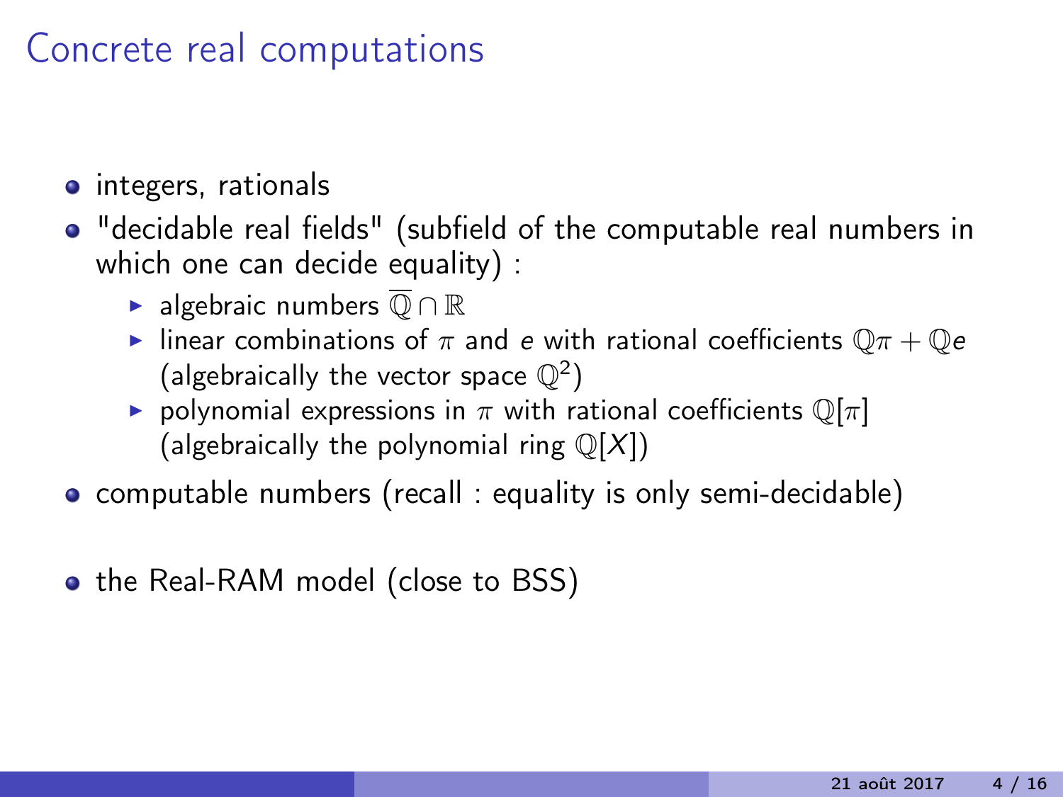# Concrete real computations

- integers, rationals
- "decidable real fields" (subfield of the computable real numbers in which one can decide equality) :
  - algebraic numbers $\overline{\mathbb{Q}} \cap \mathbb{R}$
  - linear combinations of $\pi$ and $e$ with rational coefficients $\mathbb{Q}\pi + \mathbb{Q}e$ (algebraically the vector space $\mathbb{Q}^2$)
  - polynomial expressions in $\pi$ with rational coefficients $\mathbb{Q}[\pi]$ (algebraically the polynomial ring $\mathbb{Q}[X]$)
- computable numbers (recall : equality is only semi-decidable)
- the Real-RAM model (close to BSS)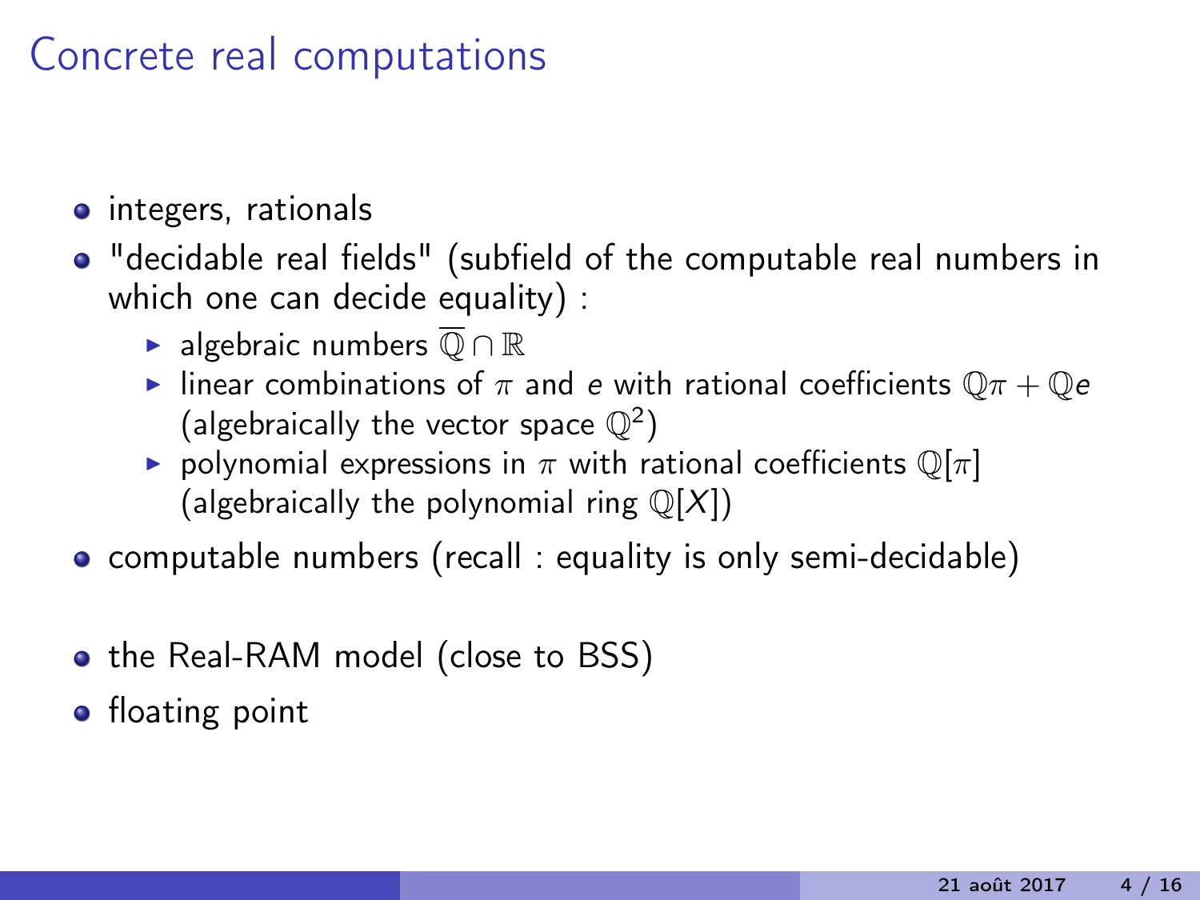# Concrete real computations

- integers, rationals
- "decidable real fields" (subfield of the computable real numbers in which one can decide equality) :
  - algebraic numbers $\overline{\mathbb{Q}} \cap \mathbb{R}$
  - linear combinations of $\pi$ and $e$ with rational coefficients $\mathbb{Q}\pi + \mathbb{Q}e$ (algebraically the vector space $\mathbb{Q}^2$)
  - polynomial expressions in $\pi$ with rational coefficients $\mathbb{Q}[\pi]$ (algebraically the polynomial ring $\mathbb{Q}[X]$)
- computable numbers (recall : equality is only semi-decidable)

- the Real-RAM model (close to BSS)
- floating point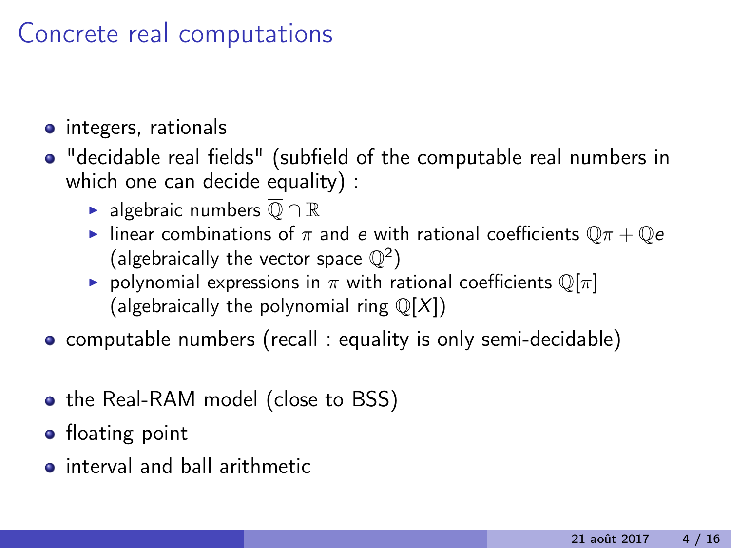# Concrete real computations

- integers, rationals
- "decidable real fields" (subfield of the computable real numbers in which one can decide equality) :
  - algebraic numbers $\overline{\mathbb{Q}} \cap \mathbb{R}$
  - linear combinations of $\pi$ and $e$ with rational coefficients $\mathbb{Q}\pi + \mathbb{Q}e$ (algebraically the vector space $\mathbb{Q}^2$)
  - polynomial expressions in $\pi$ with rational coefficients $\mathbb{Q}[\pi]$ (algebraically the polynomial ring $\mathbb{Q}[X]$)
- computable numbers (recall : equality is only semi-decidable)

- the Real-RAM model (close to BSS)
- floating point
- interval and ball arithmetic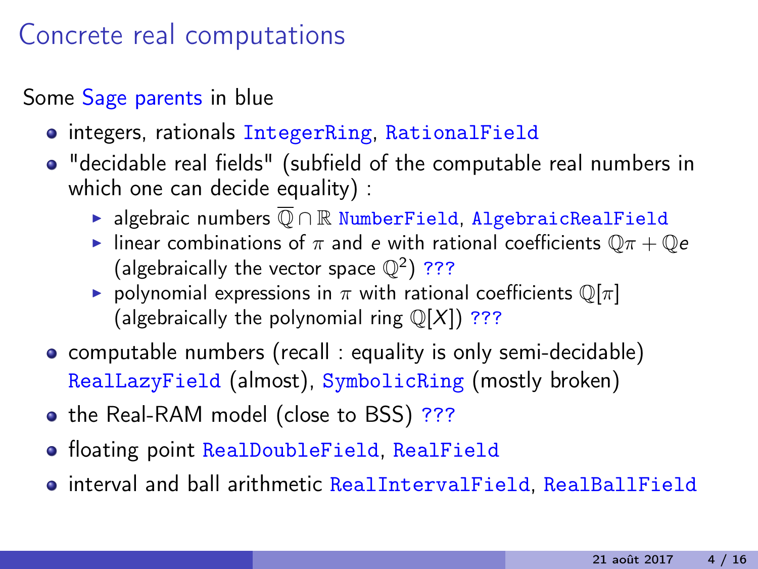# Concrete real computations

Some Sage parents in blue

- integers, rationals `IntegerRing`, `RationalField`
- "decidable real fields" (subfield of the computable real numbers in which one can decide equality) :
  - algebraic numbers $\overline{\mathbb{Q}} \cap \mathbb{R}$ `NumberField`, `AlgebraicRealField`
  - linear combinations of $\pi$ and $e$ with rational coefficients $\mathbb{Q}\pi + \mathbb{Q}e$ (algebraically the vector space $\mathbb{Q}^2$) `???`
  - polynomial expressions in $\pi$ with rational coefficients $\mathbb{Q}[\pi]$ (algebraically the polynomial ring $\mathbb{Q}[X]$) `???`
- computable numbers (recall : equality is only semi-decidable) `RealLazyField` (almost), `SymbolicRing` (mostly broken)
- the Real-RAM model (close to BSS) `???`
- floating point `RealDoubleField`, `RealField`
- interval and ball arithmetic `RealIntervalField`, `RealBallField`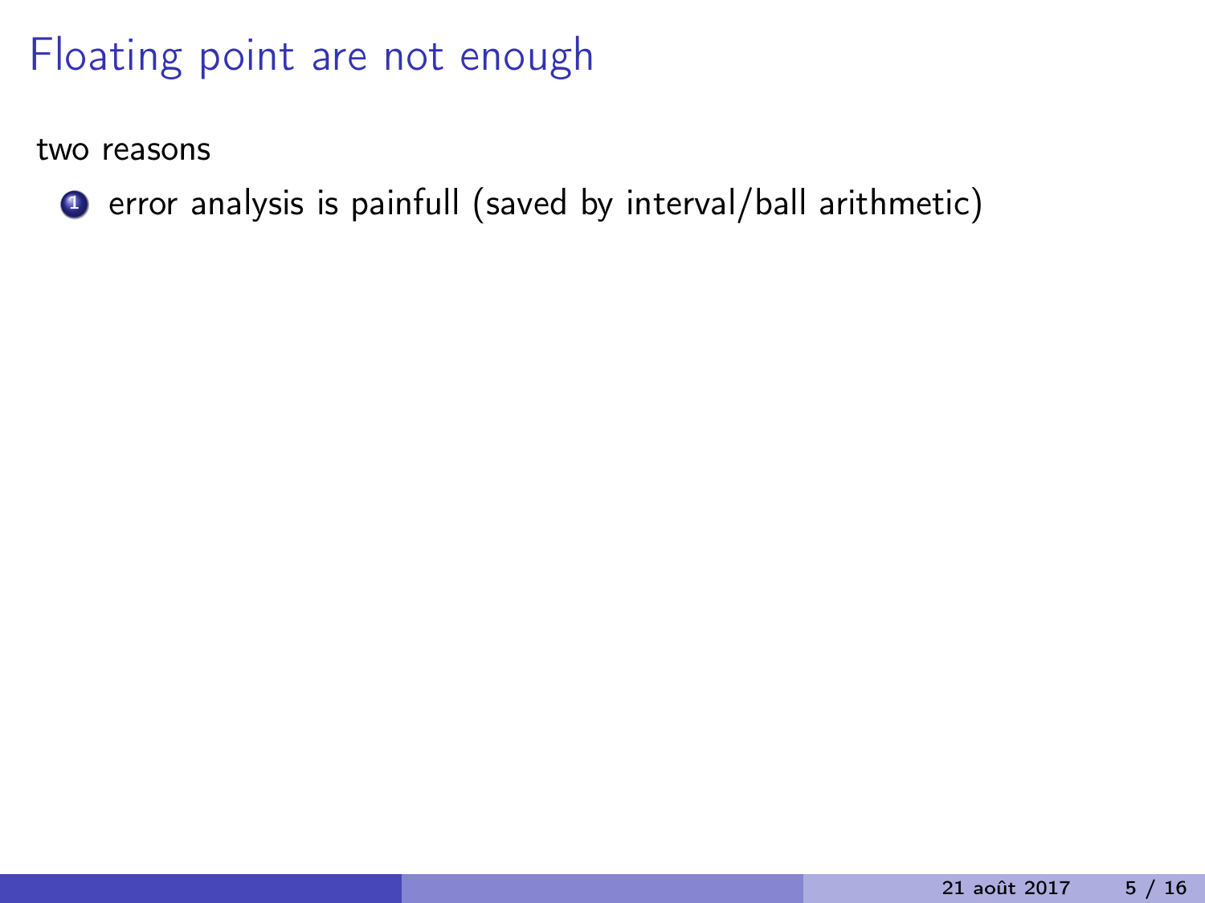# Floating point are not enough

two reasons

1. error analysis is painfull (saved by interval/ball arithmetic)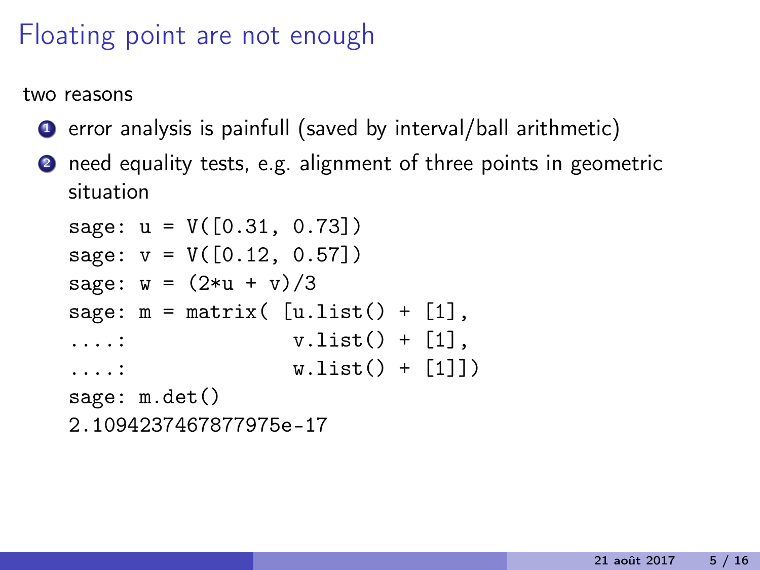# Floating point are not enough

two reasons

1. error analysis is painfull (saved by interval/ball arithmetic)
2. need equality tests, e.g. alignment of three points in geometric situation

```
sage: u = V([0.31, 0.73])
sage: v = V([0.12, 0.57])
sage: w = (2*u + v)/3
sage: m = matrix( [u.list() + [1],
....:               v.list() + [1],
....:               w.list() + [1]])
sage: m.det()
2.1094237467877975e-17
```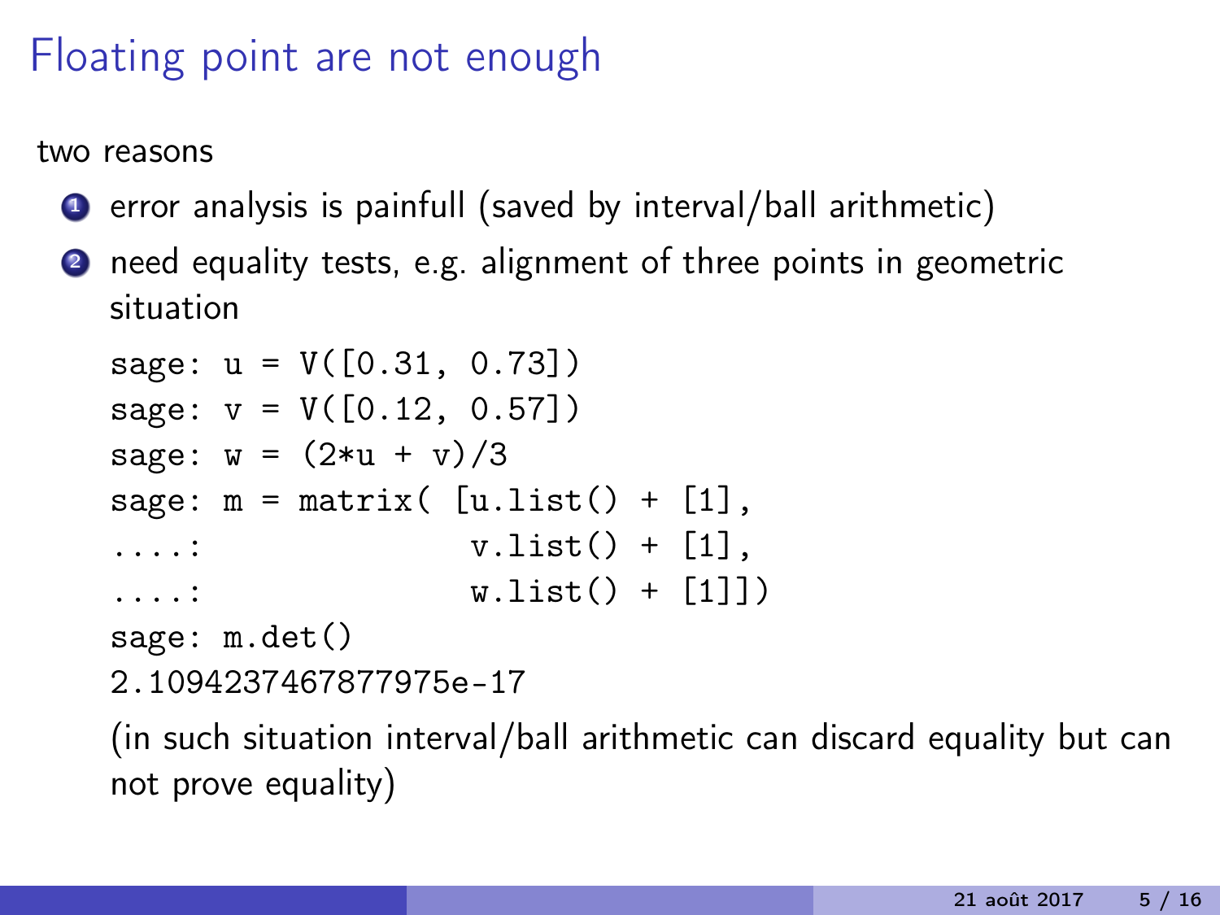# Floating point are not enough

two reasons

1. error analysis is painfull (saved by interval/ball arithmetic)
2. need equality tests, e.g. alignment of three points in geometric situation

```
sage: u = V([0.31, 0.73])
sage: v = V([0.12, 0.57])
sage: w = (2*u + v)/3
sage: m = matrix( [u.list() + [1],
....:              v.list() + [1],
....:              w.list() + [1]])
sage: m.det()
2.1094237467877975e-17
```

(in such situation interval/ball arithmetic can discard equality but can not prove equality)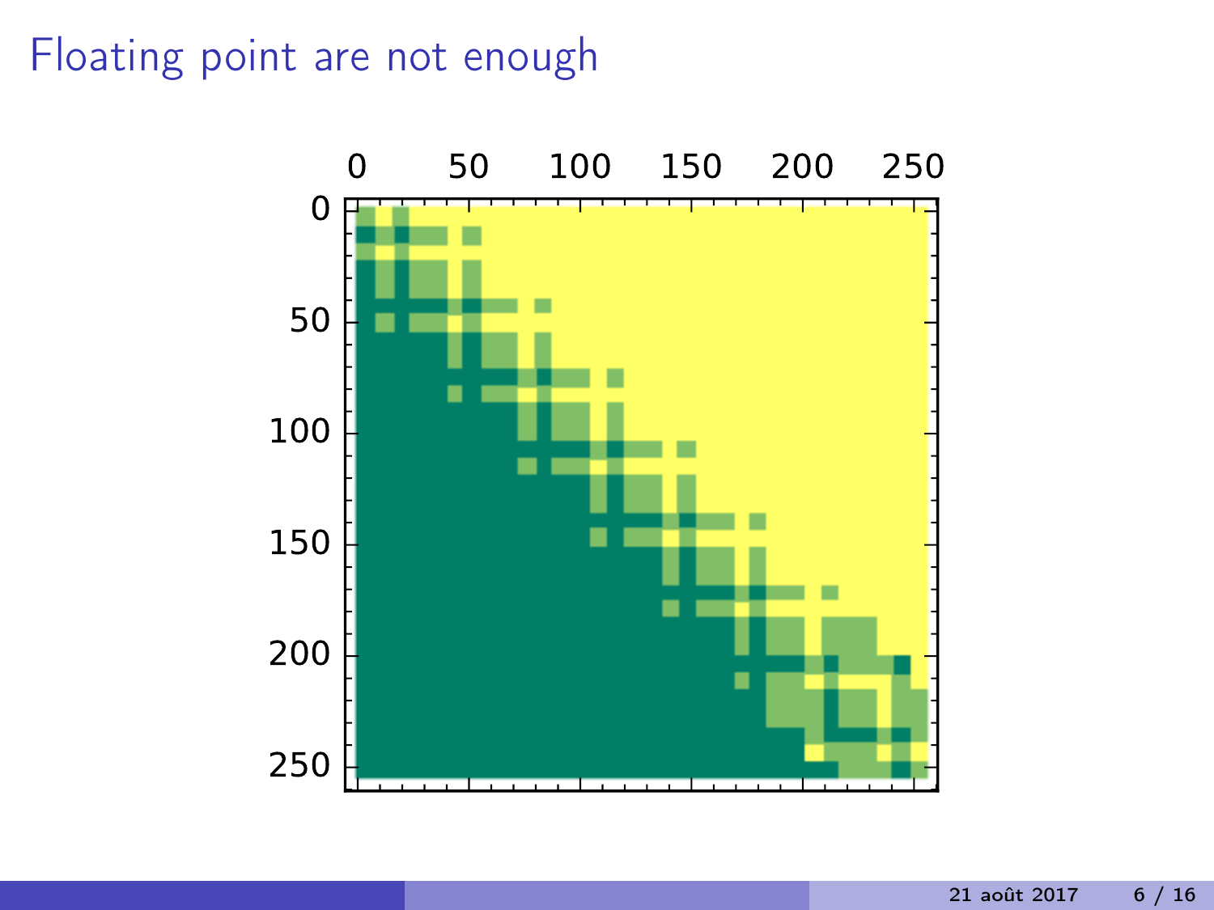# Floating point are not enough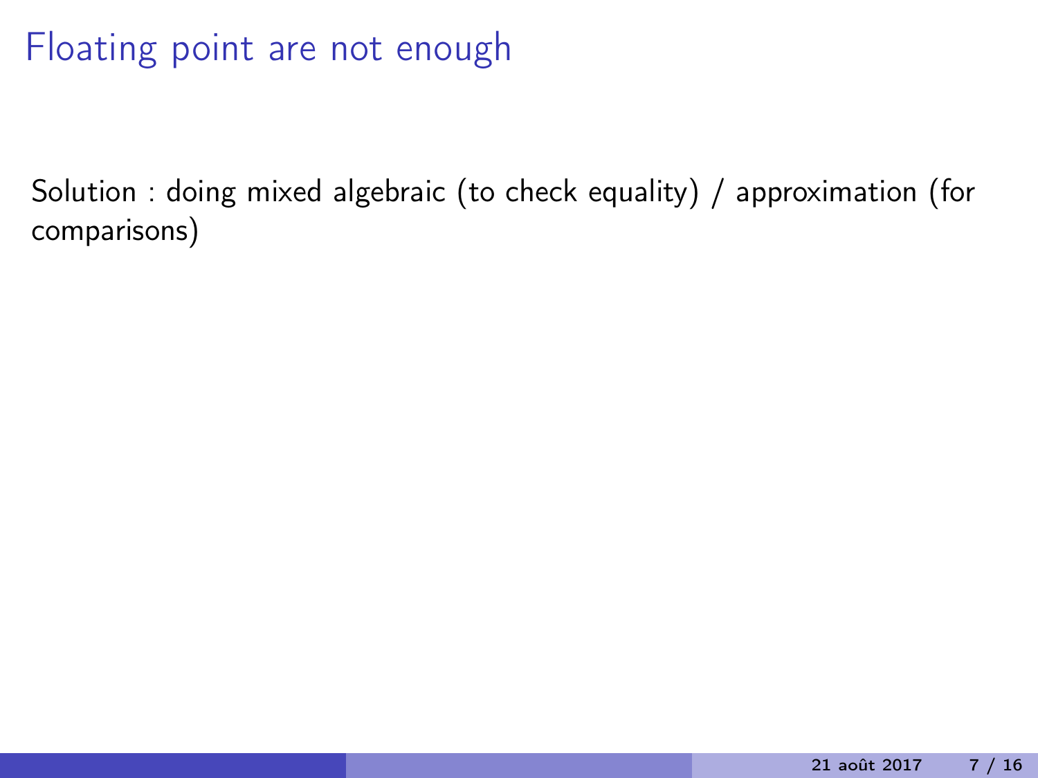# Floating point are not enough

Solution : doing mixed algebraic (to check equality) / approximation (for comparisons)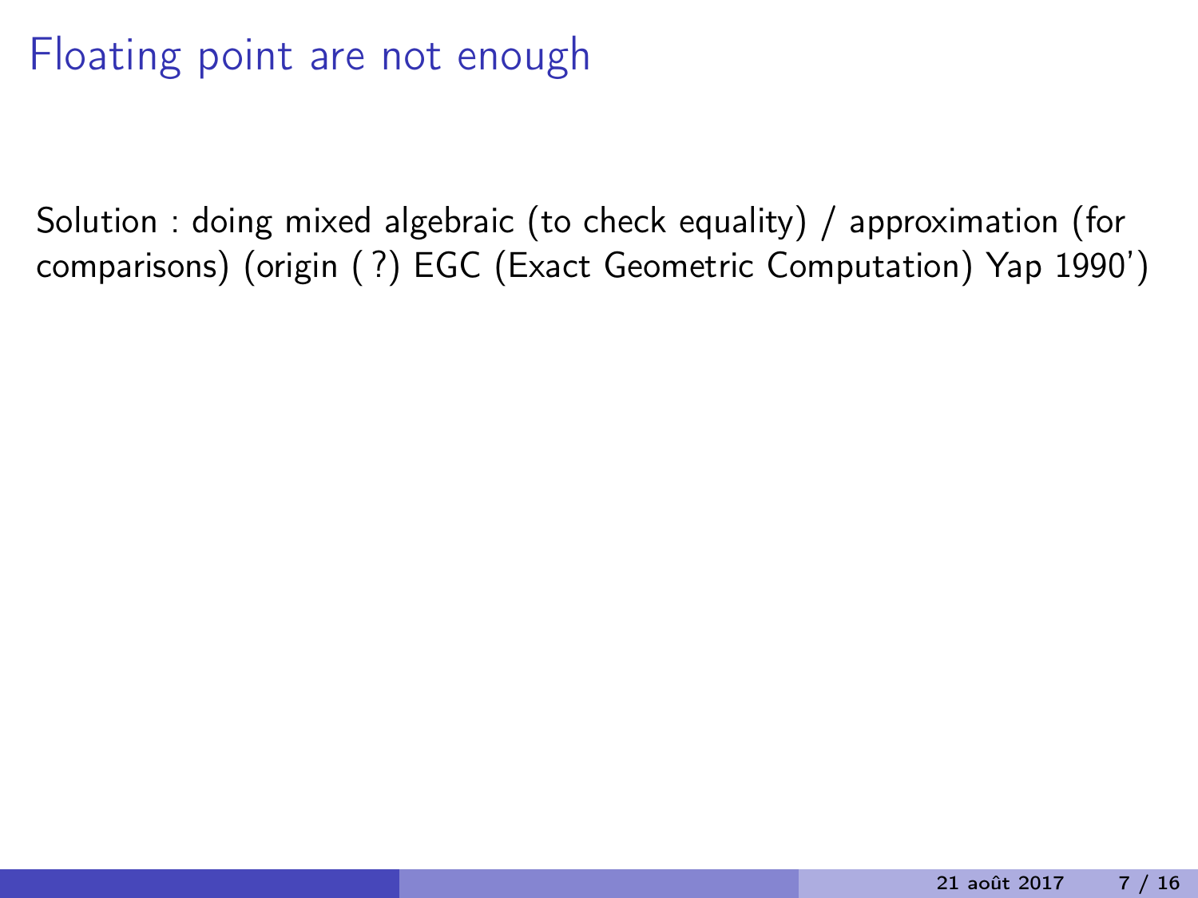# Floating point are not enough

Solution : doing mixed algebraic (to check equality) / approximation (for comparisons) (origin ( ?) EGC (Exact Geometric Computation) Yap 1990')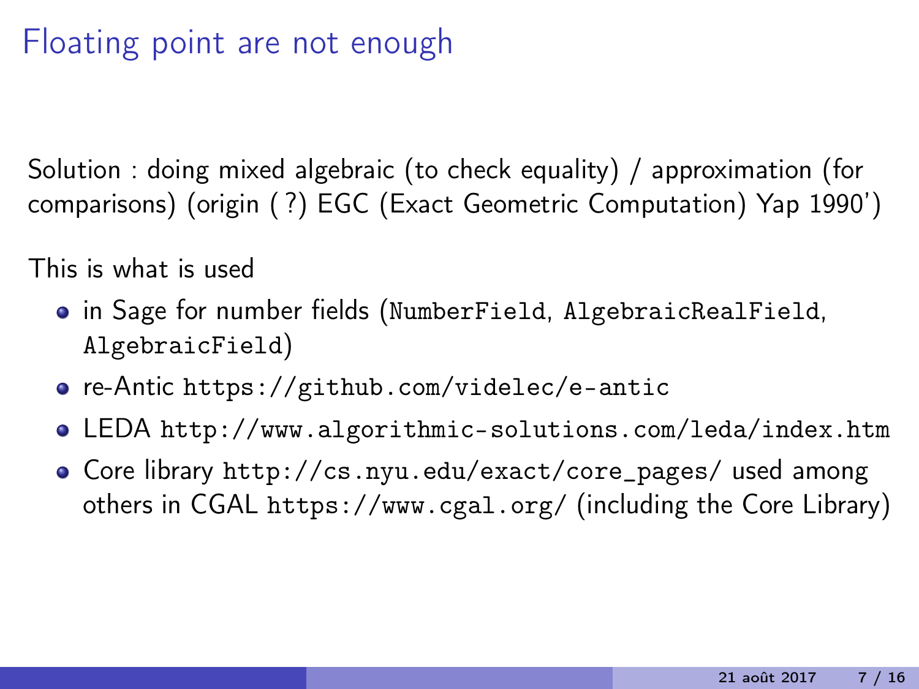# Floating point are not enough

Solution : doing mixed algebraic (to check equality) / approximation (for comparisons) (origin ( ?) EGC (Exact Geometric Computation) Yap 1990')

This is what is used

- in Sage for number fields (`NumberField`, `AlgebraicRealField`, `AlgebraicField`)
- re-Antic `https://github.com/videlec/e-antic`
- LEDA `http://www.algorithmic-solutions.com/leda/index.htm`
- Core library `http://cs.nyu.edu/exact/core_pages/` used among others in CGAL `https://www.cgal.org/` (including the Core Library)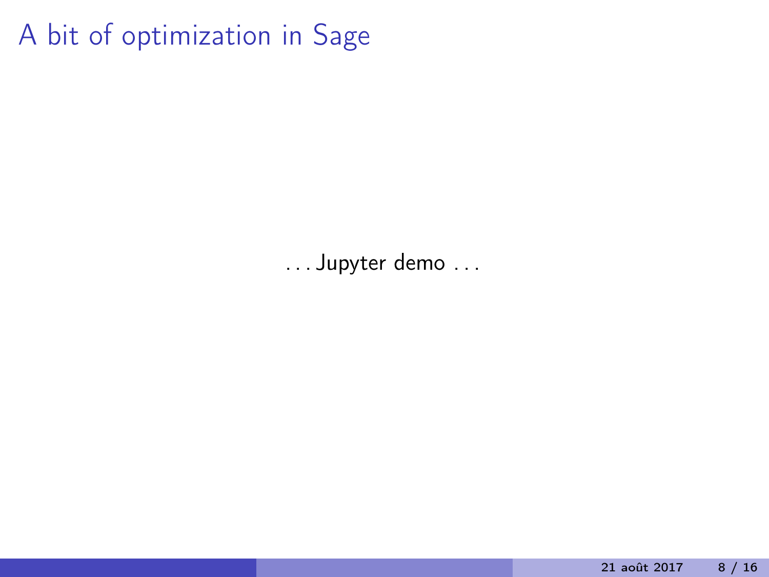# A bit of optimization in Sage

. . . Jupyter demo . . .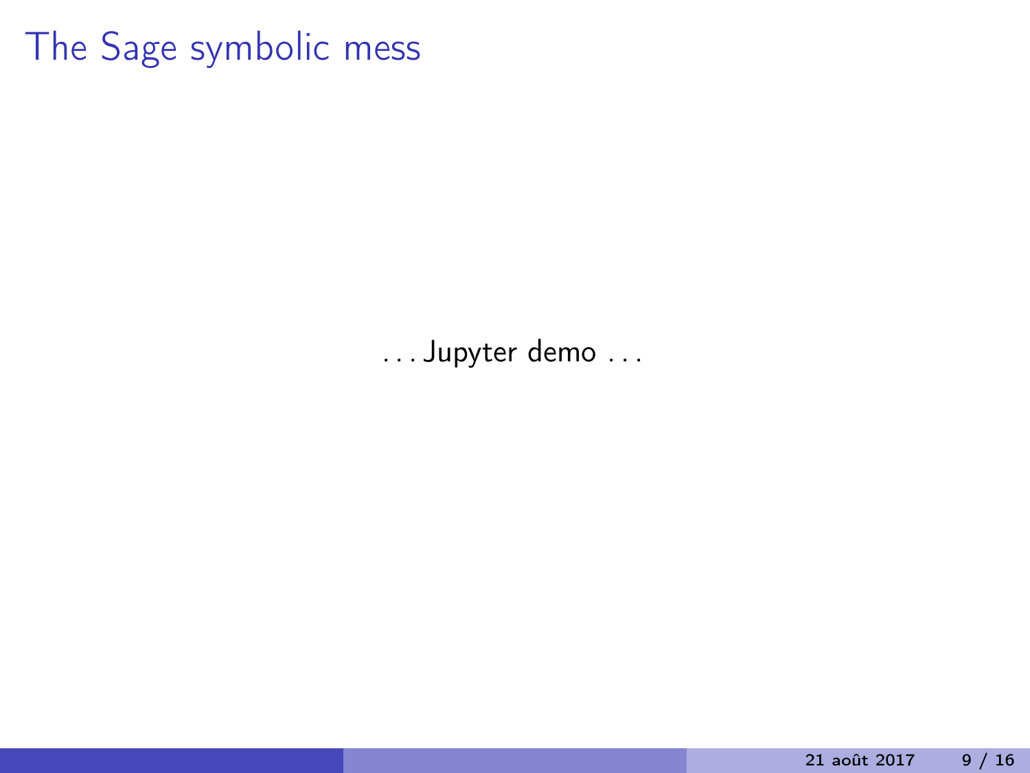# The Sage symbolic mess

. . . Jupyter demo . . .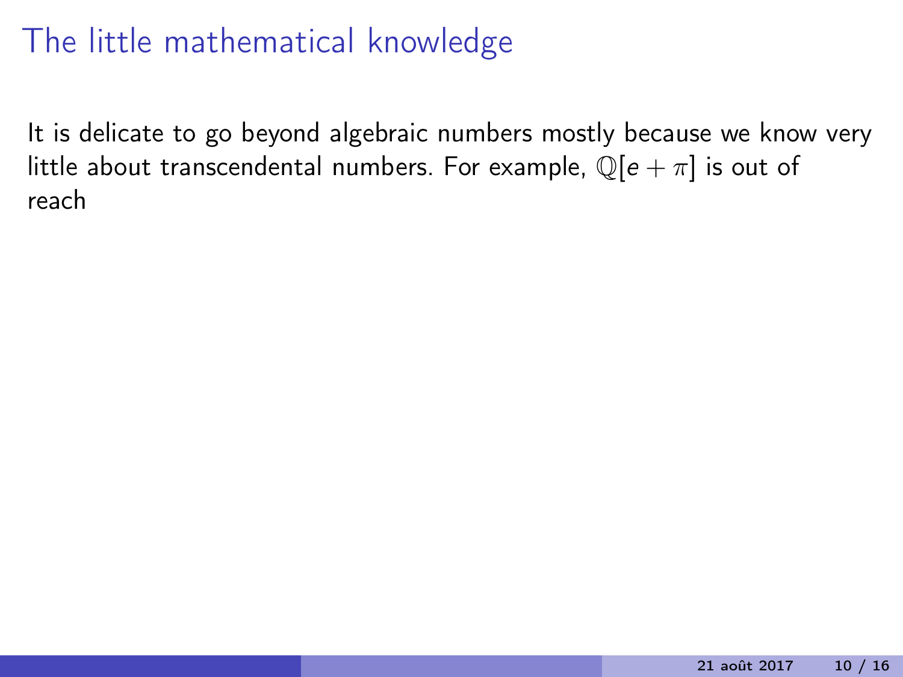# The little mathematical knowledge

It is delicate to go beyond algebraic numbers mostly because we know very little about transcendental numbers. For example, $\mathbb{Q}[e+\pi]$ is out of reach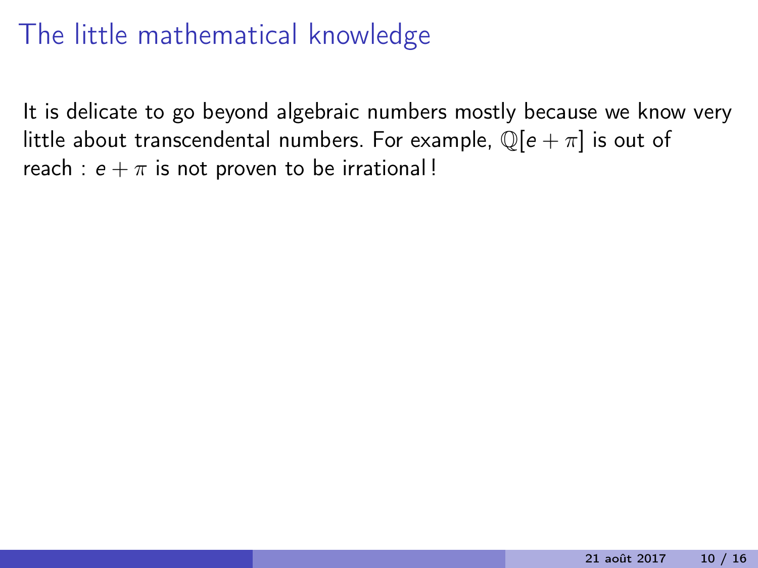# The little mathematical knowledge

It is delicate to go beyond algebraic numbers mostly because we know very little about transcendental numbers. For example, $\mathbb{Q}[e + \pi]$ is out of reach : $e + \pi$ is not proven to be irrational !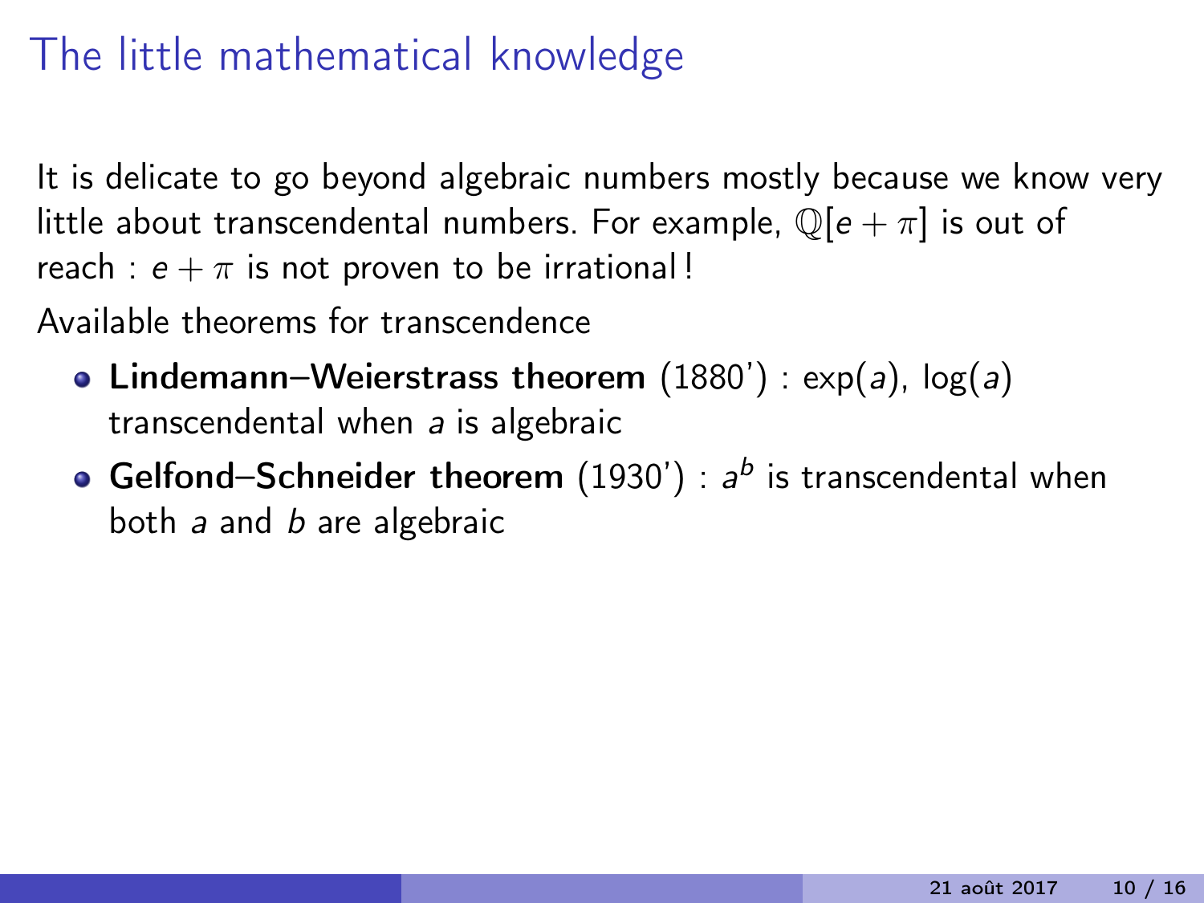# The little mathematical knowledge

It is delicate to go beyond algebraic numbers mostly because we know very little about transcendental numbers. For example, $\mathbb{Q}[e+\pi]$ is out of reach : $e+\pi$ is not proven to be irrational !

Available theorems for transcendence

- **Lindemann–Weierstrass theorem** (1880') : $\exp(a)$, $\log(a)$ transcendental when $a$ is algebraic
- **Gelfond–Schneider theorem** (1930') : $a^b$ is transcendental when both $a$ and $b$ are algebraic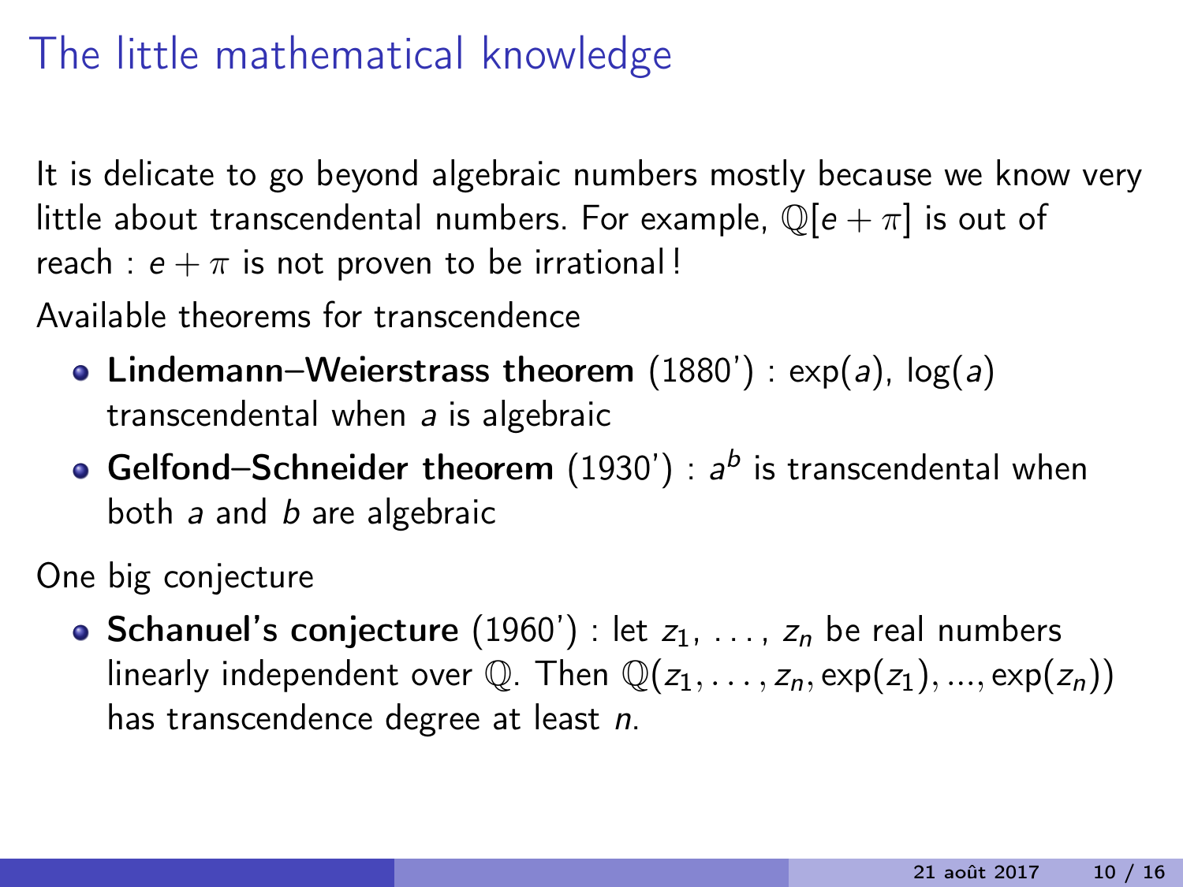# The little mathematical knowledge

It is delicate to go beyond algebraic numbers mostly because we know very little about transcendental numbers. For example, $\mathbb{Q}[e + \pi]$ is out of reach : $e + \pi$ is not proven to be irrational !

Available theorems for transcendence

- **Lindemann–Weierstrass theorem** (1880') : $\exp(a)$, $\log(a)$ transcendental when $a$ is algebraic
- **Gelfond–Schneider theorem** (1930') : $a^b$ is transcendental when both $a$ and $b$ are algebraic

One big conjecture

- **Schanuel's conjecture** (1960') : let $z_1, \ldots, z_n$ be real numbers linearly independent over $\mathbb{Q}$. Then $\mathbb{Q}(z_1, \ldots, z_n, \exp(z_1), ..., \exp(z_n))$ has transcendence degree at least $n$.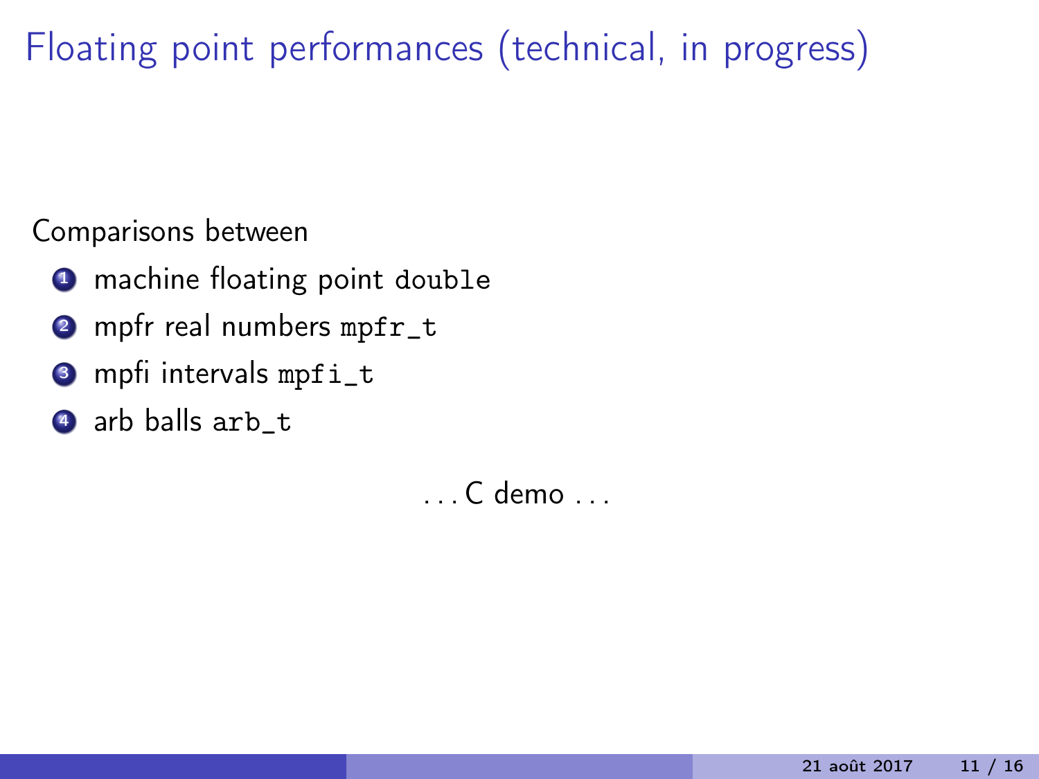# Floating point performances (technical, in progress)

Comparisons between

1. machine floating point `double`
2. mpfr real numbers `mpfr_t`
3. mpfi intervals `mpfi_t`
4. arb balls `arb_t`

. . . C demo . . .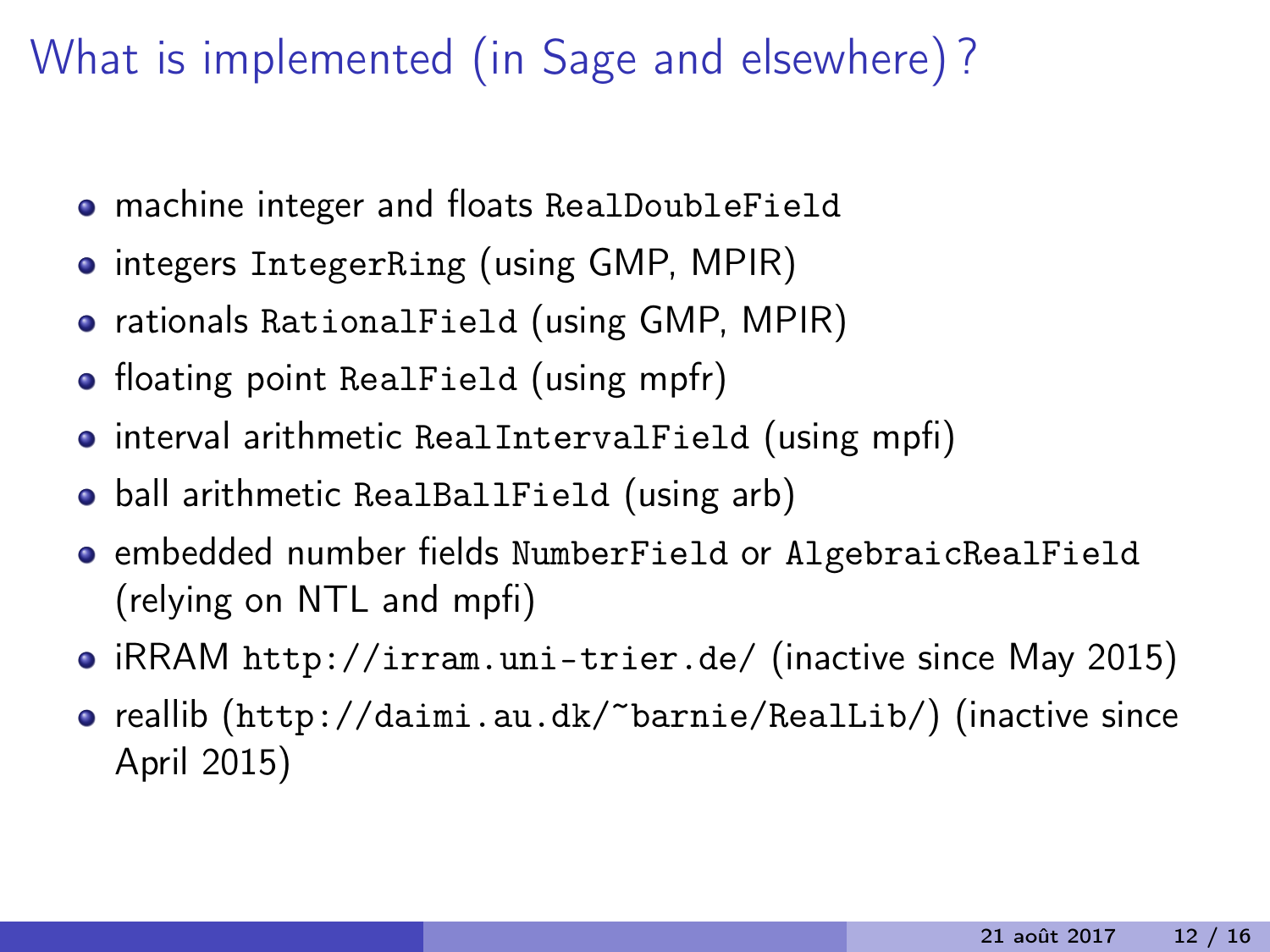# What is implemented (in Sage and elsewhere)?

- machine integer and floats `RealDoubleField`
- integers `IntegerRing` (using GMP, MPIR)
- rationals `RationalField` (using GMP, MPIR)
- floating point `RealField` (using mpfr)
- interval arithmetic `RealIntervalField` (using mpfi)
- ball arithmetic `RealBallField` (using arb)
- embedded number fields `NumberField` or `AlgebraicRealField` (relying on NTL and mpfi)
- iRRAM `http://irram.uni-trier.de/` (inactive since May 2015)
- reallib (`http://daimi.au.dk/~barnie/RealLib/`) (inactive since April 2015)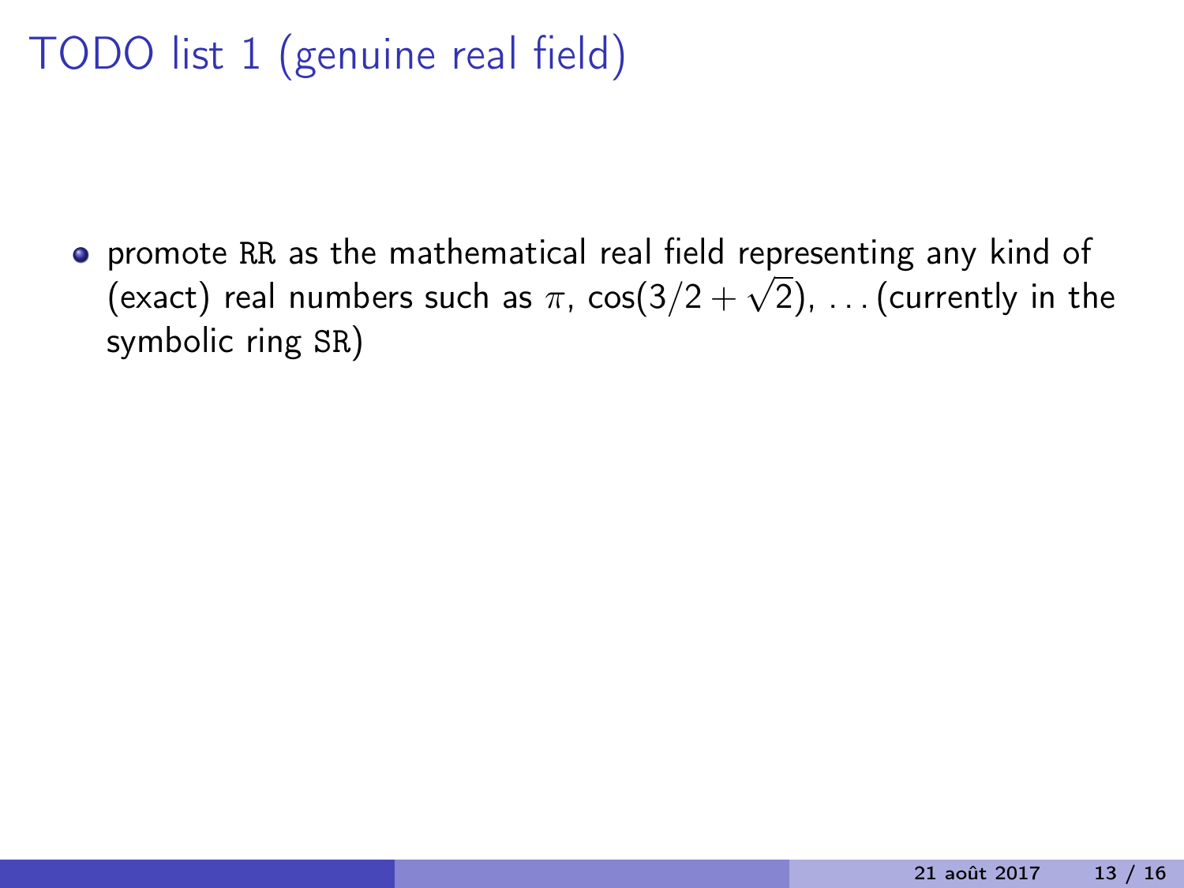# TODO list 1 (genuine real field)

- promote `RR` as the mathematical real field representing any kind of (exact) real numbers such as $\pi$, $\cos(3/2 + \sqrt{2})$, ... (currently in the symbolic ring `SR`)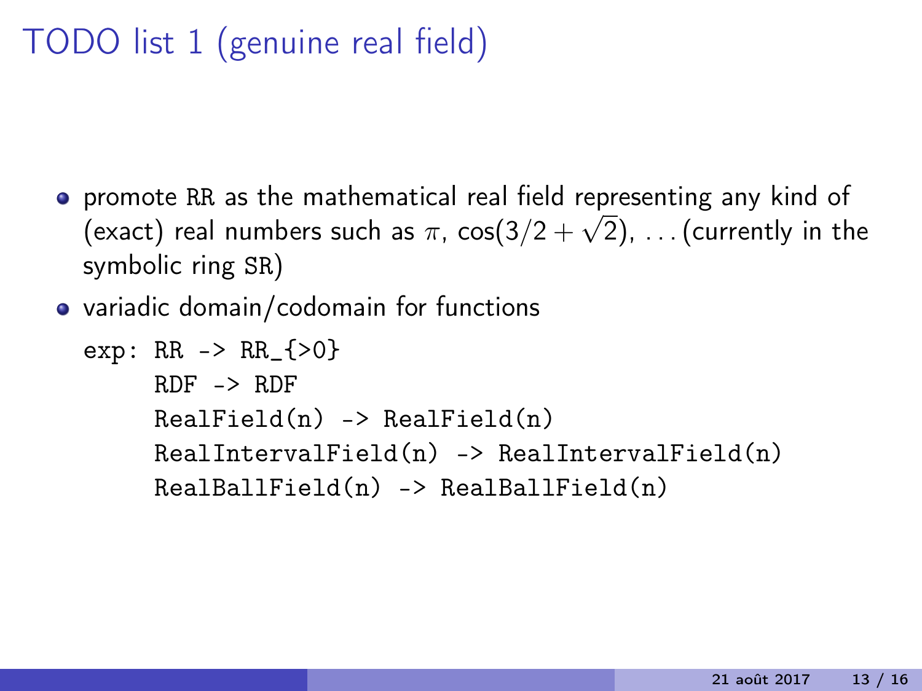# TODO list 1 (genuine real field)

- promote RR as the mathematical real field representing any kind of (exact) real numbers such as $\pi$, $\cos(3/2 + \sqrt{2})$, ... (currently in the symbolic ring SR)
- variadic domain/codomain for functions

```
exp: RR -> RR_{>0}
     RDF -> RDF
     RealField(n) -> RealField(n)
     RealIntervalField(n) -> RealIntervalField(n)
     RealBallField(n) -> RealBallField(n)
```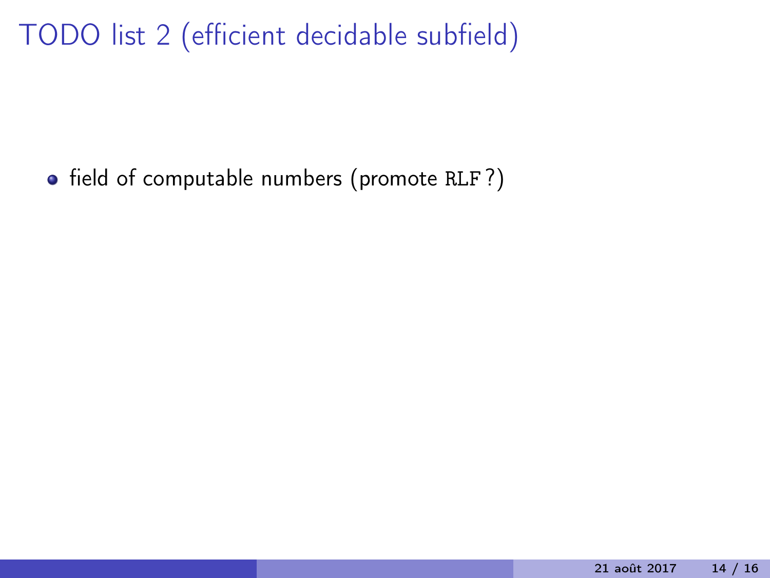# TODO list 2 (efficient decidable subfield)

- field of computable numbers (promote `RLF` ?)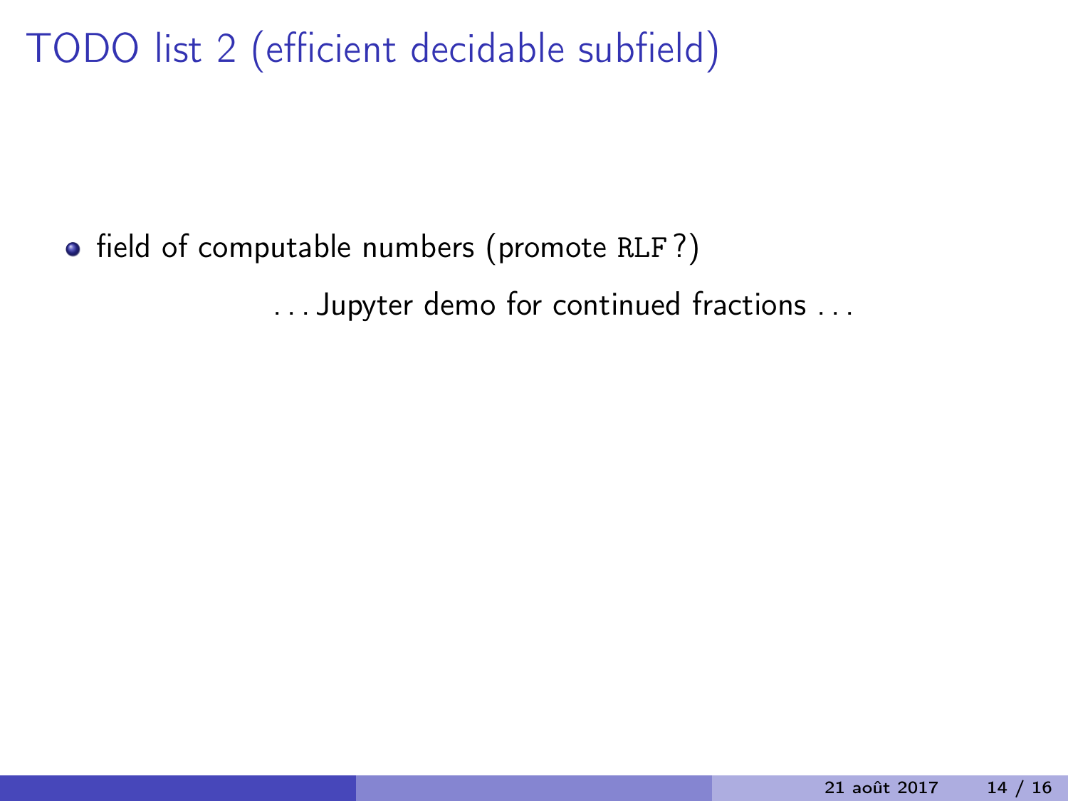# TODO list 2 (efficient decidable subfield)

- field of computable numbers (promote `RLF` ?)

  . . . Jupyter demo for continued fractions . . .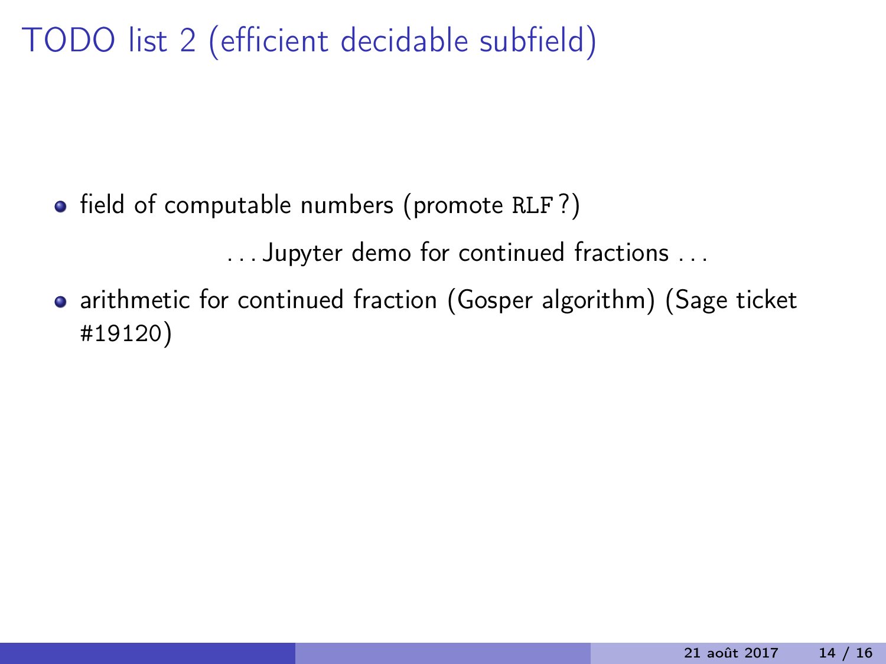# TODO list 2 (efficient decidable subfield)

- field of computable numbers (promote `RLF`?)

  . . . Jupyter demo for continued fractions . . .

- arithmetic for continued fraction (Gosper algorithm) (Sage ticket #19120)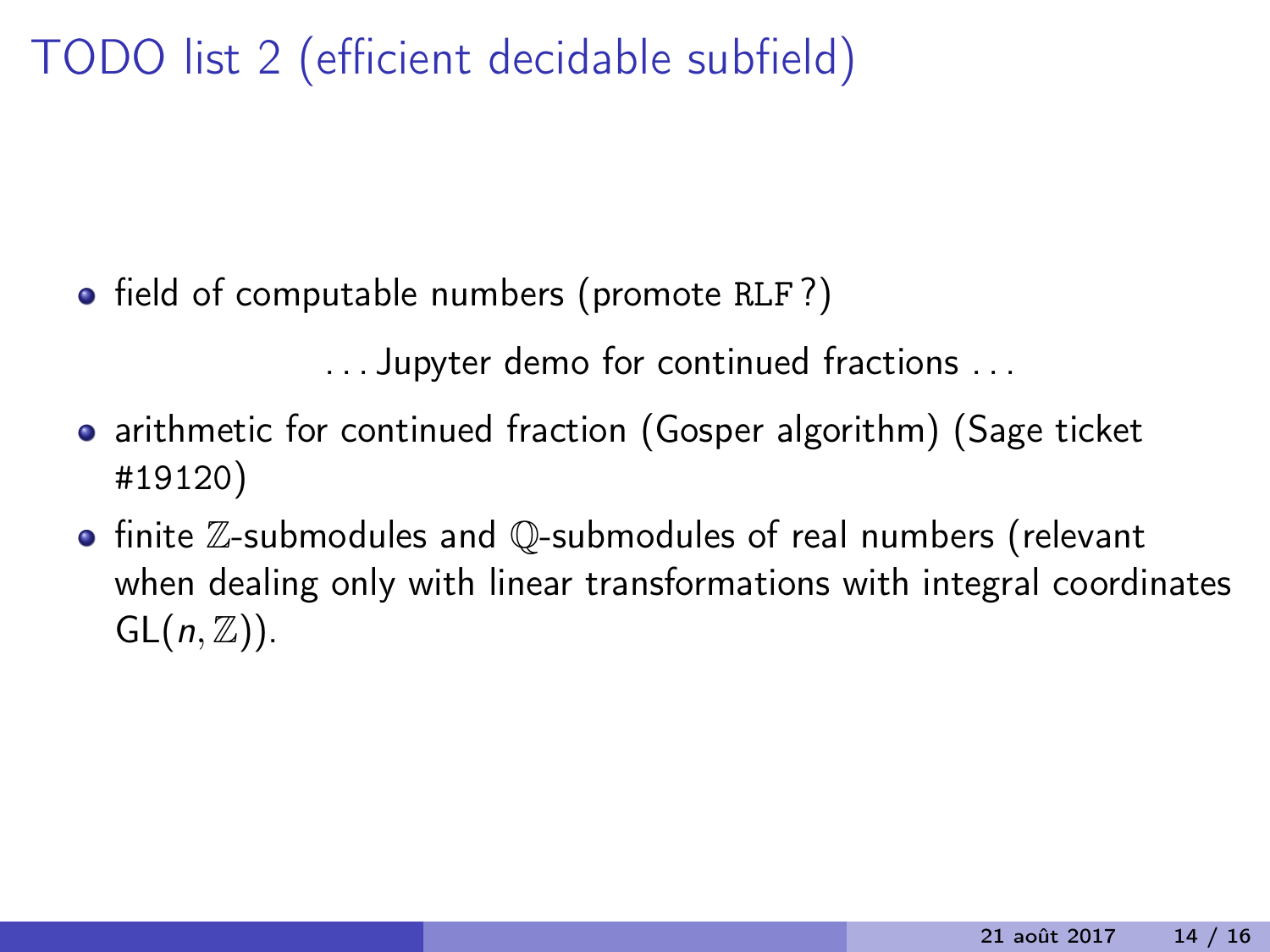# TODO list 2 (efficient decidable subfield)

- field of computable numbers (promote `RLF` ?)

  ... Jupyter demo for continued fractions ...

- arithmetic for continued fraction (Gosper algorithm) (Sage ticket #19120)
- finite $\mathbb{Z}$-submodules and $\mathbb{Q}$-submodules of real numbers (relevant when dealing only with linear transformations with integral coordinates $\mathrm{GL}(n, \mathbb{Z})$).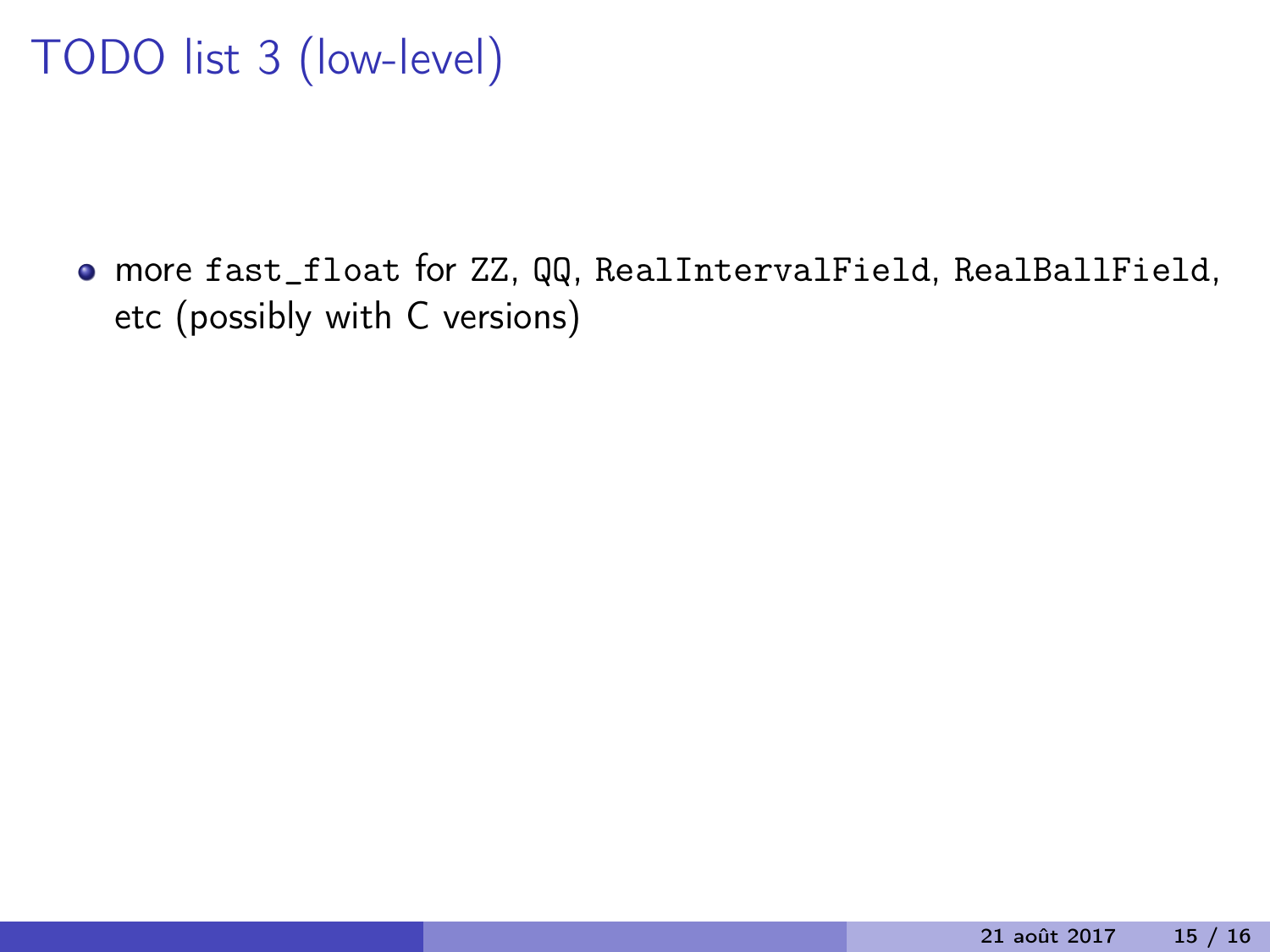# TODO list 3 (low-level)

- more `fast_float` for `ZZ`, `QQ`, `RealIntervalField`, `RealBallField`, etc (possibly with C versions)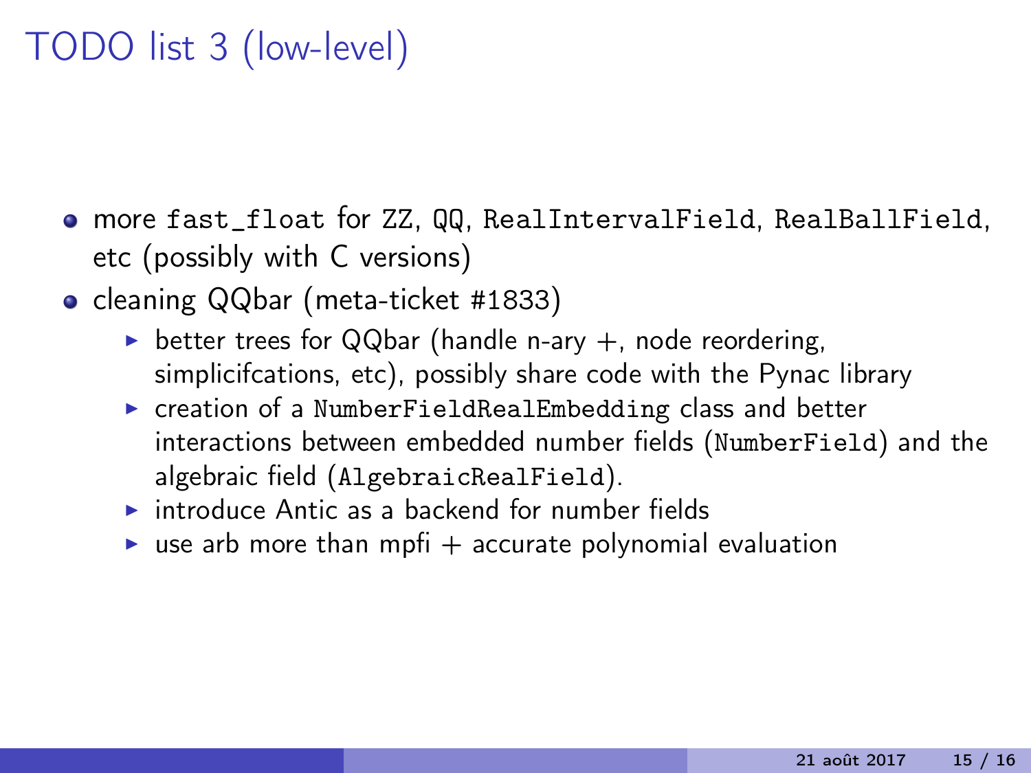# TODO list 3 (low-level)

- more `fast_float` for `ZZ`, `QQ`, `RealIntervalField`, `RealBallField`, etc (possibly with C versions)
- cleaning QQbar (meta-ticket #1833)
  - better trees for QQbar (handle n-ary +, node reordering, simplicifcations, etc), possibly share code with the Pynac library
  - creation of a `NumberFieldRealEmbedding` class and better interactions between embedded number fields (`NumberField`) and the algebraic field (`AlgebraicRealField`).
  - introduce Antic as a backend for number fields
  - use arb more than mpfi + accurate polynomial evaluation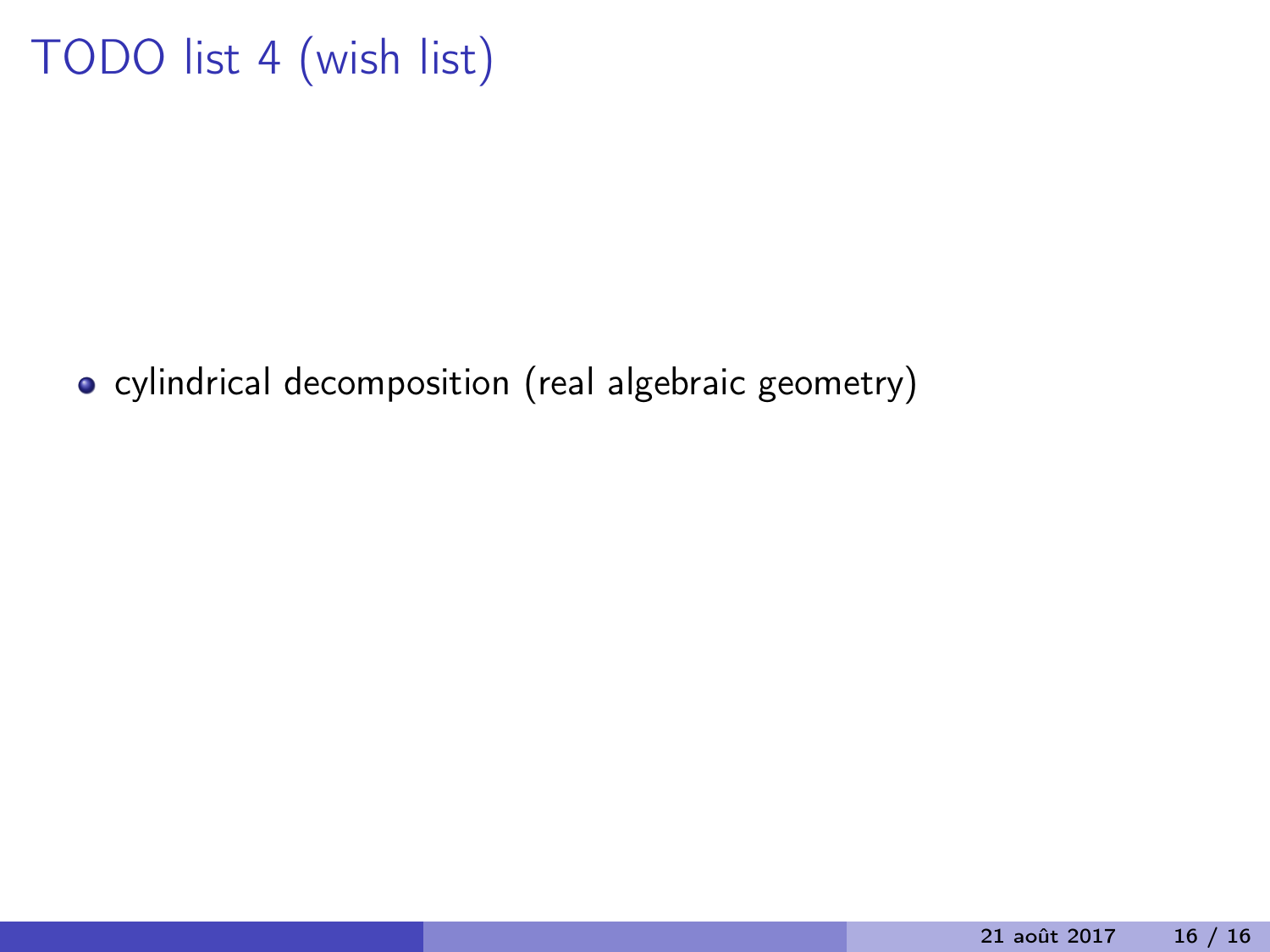# TODO list 4 (wish list)

- cylindrical decomposition (real algebraic geometry)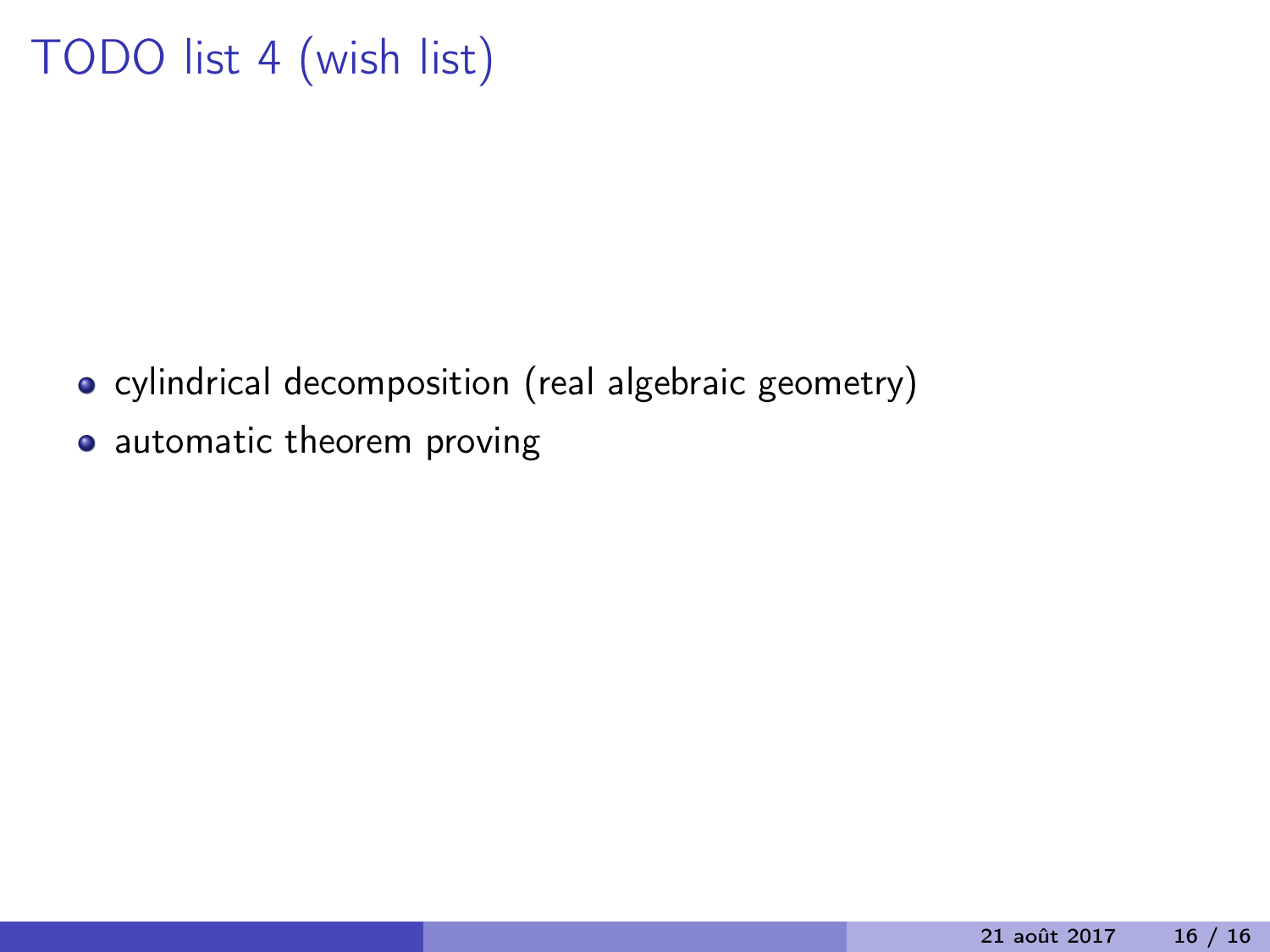# TODO list 4 (wish list)

- cylindrical decomposition (real algebraic geometry)
- automatic theorem proving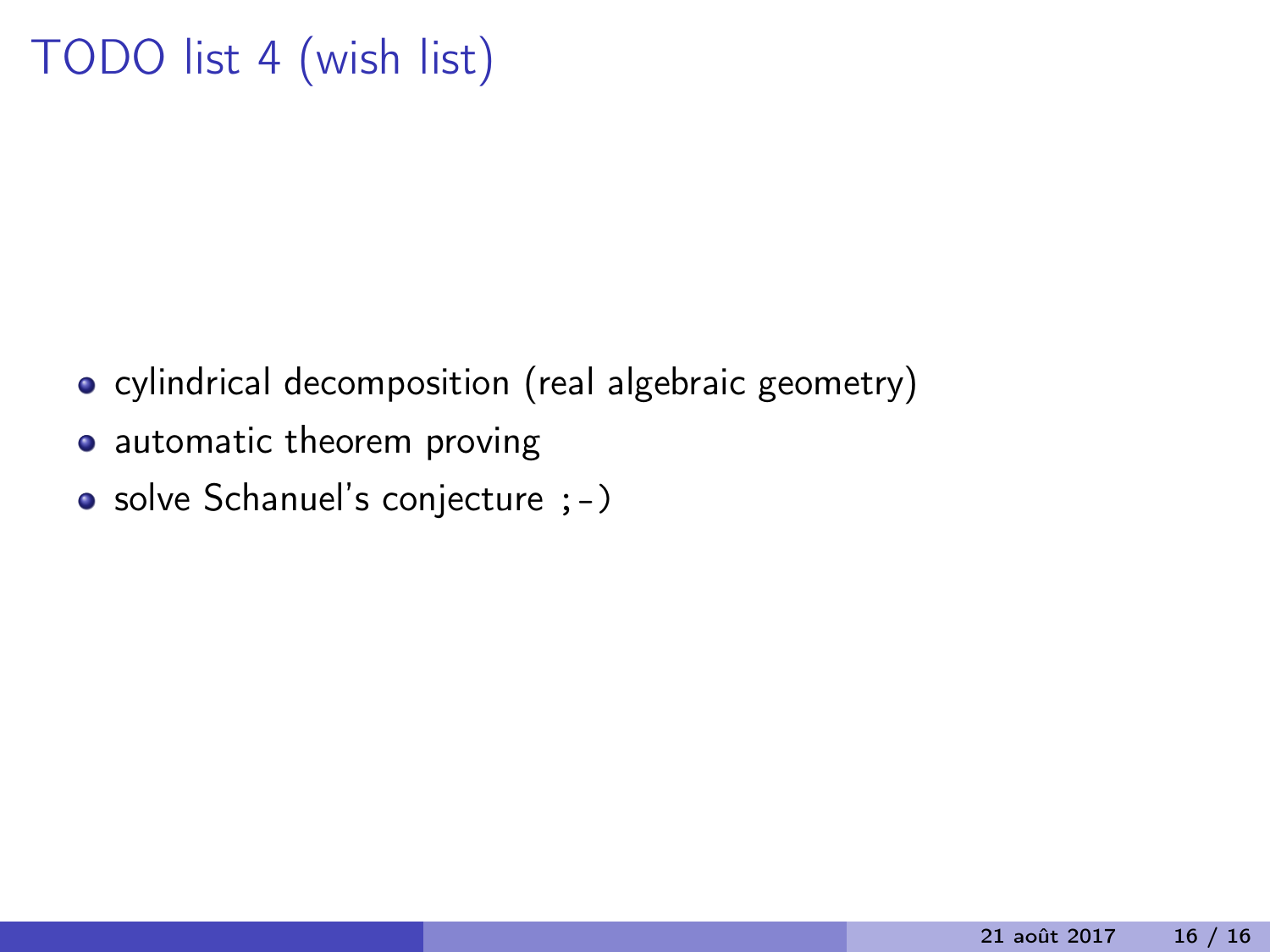# TODO list 4 (wish list)

- cylindrical decomposition (real algebraic geometry)
- automatic theorem proving
- solve Schanuel's conjecture ;-)